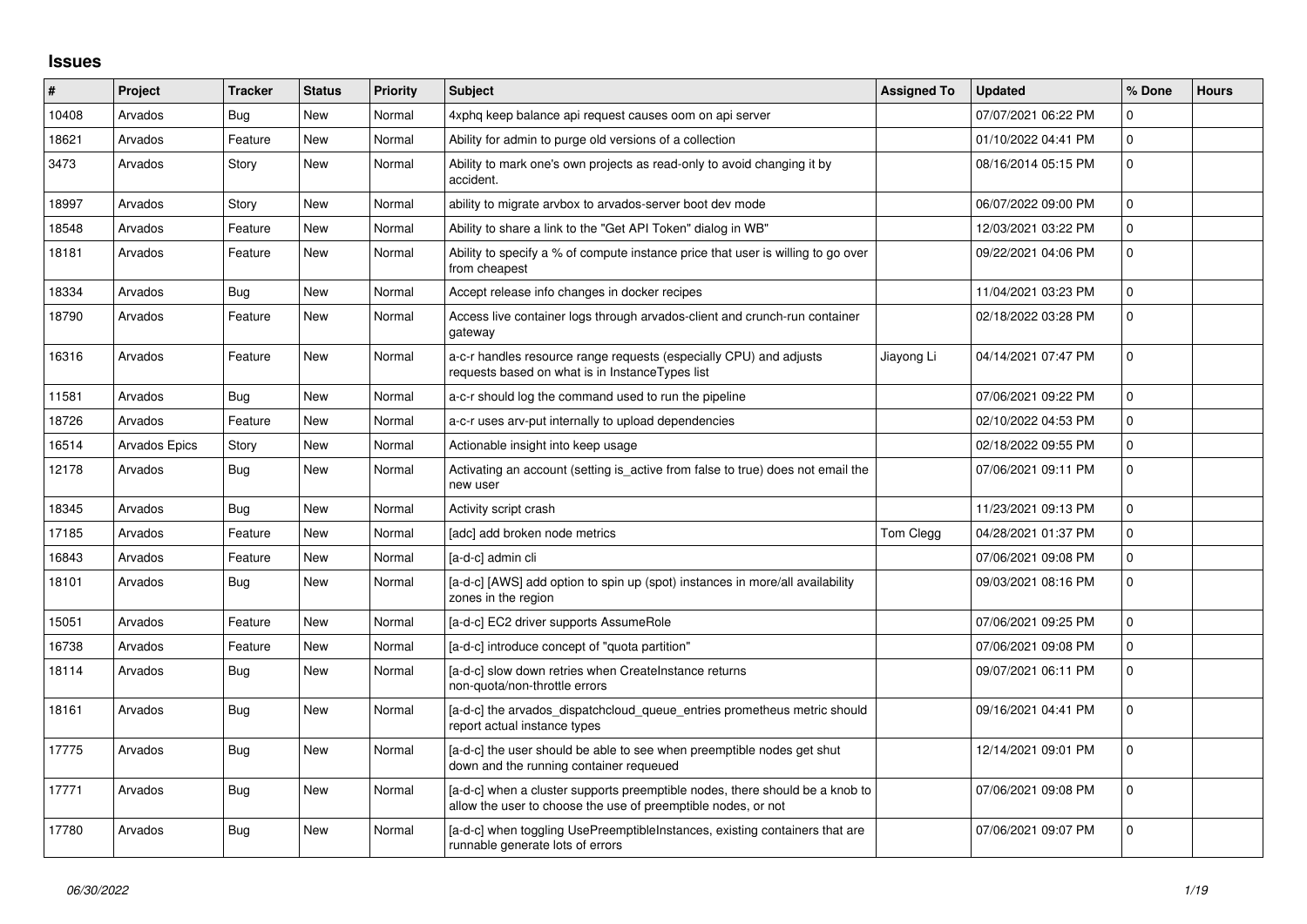## Issues

| # | Project | Tracker | Status | Priority | Subject | Assigned To | Updated | % Done | Hours |
|---|---|---|---|---|---|---|---|---|---|
| 10408 | Arvados | Bug | New | Normal | 4xphq keep balance api request causes oom on api server | | 07/07/2021 06:22 PM | 0 | |
| 18621 | Arvados | Feature | New | Normal | Ability for admin to purge old versions of a collection | | 01/10/2022 04:41 PM | 0 | |
| 3473 | Arvados | Story | New | Normal | Ability to mark one's own projects as read-only to avoid changing it by accident. | | 08/16/2014 05:15 PM | 0 | |
| 18997 | Arvados | Story | New | Normal | ability to migrate arvbox to arvados-server boot dev mode | | 06/07/2022 09:00 PM | 0 | |
| 18548 | Arvados | Feature | New | Normal | Ability to share a link to the "Get API Token" dialog in WB" | | 12/03/2021 03:22 PM | 0 | |
| 18181 | Arvados | Feature | New | Normal | Ability to specify a % of compute instance price that user is willing to go over from cheapest | | 09/22/2021 04:06 PM | 0 | |
| 18334 | Arvados | Bug | New | Normal | Accept release info changes in docker recipes | | 11/04/2021 03:23 PM | 0 | |
| 18790 | Arvados | Feature | New | Normal | Access live container logs through arvados-client and crunch-run container gateway | | 02/18/2022 03:28 PM | 0 | |
| 16316 | Arvados | Feature | New | Normal | a-c-r handles resource range requests (especially CPU) and adjusts requests based on what is in InstanceTypes list | Jiayong Li | 04/14/2021 07:47 PM | 0 | |
| 11581 | Arvados | Bug | New | Normal | a-c-r should log the command used to run the pipeline | | 07/06/2021 09:22 PM | 0 | |
| 18726 | Arvados | Feature | New | Normal | a-c-r uses arv-put internally to upload dependencies | | 02/10/2022 04:53 PM | 0 | |
| 16514 | Arvados Epics | Story | New | Normal | Actionable insight into keep usage | | 02/18/2022 09:55 PM | 0 | |
| 12178 | Arvados | Bug | New | Normal | Activating an account (setting is_active from false to true) does not email the new user | | 07/06/2021 09:11 PM | 0 | |
| 18345 | Arvados | Bug | New | Normal | Activity script crash | | 11/23/2021 09:13 PM | 0 | |
| 17185 | Arvados | Feature | New | Normal | [adc] add broken node metrics | Tom Clegg | 04/28/2021 01:37 PM | 0 | |
| 16843 | Arvados | Feature | New | Normal | [a-d-c] admin cli | | 07/06/2021 09:08 PM | 0 | |
| 18101 | Arvados | Bug | New | Normal | [a-d-c] [AWS] add option to spin up (spot) instances in more/all availability zones in the region | | 09/03/2021 08:16 PM | 0 | |
| 15051 | Arvados | Feature | New | Normal | [a-d-c] EC2 driver supports AssumeRole | | 07/06/2021 09:25 PM | 0 | |
| 16738 | Arvados | Feature | New | Normal | [a-d-c] introduce concept of "quota partition" | | 07/06/2021 09:08 PM | 0 | |
| 18114 | Arvados | Bug | New | Normal | [a-d-c] slow down retries when CreateInstance returns non-quota/non-throttle errors | | 09/07/2021 06:11 PM | 0 | |
| 18161 | Arvados | Bug | New | Normal | [a-d-c] the arvados_dispatchcloud_queue_entries prometheus metric should report actual instance types | | 09/16/2021 04:41 PM | 0 | |
| 17775 | Arvados | Bug | New | Normal | [a-d-c] the user should be able to see when preemptible nodes get shut down and the running container requeued | | 12/14/2021 09:01 PM | 0 | |
| 17771 | Arvados | Bug | New | Normal | [a-d-c] when a cluster supports preemptible nodes, there should be a knob to allow the user to choose the use of preemptible nodes, or not | | 07/06/2021 09:08 PM | 0 | |
| 17780 | Arvados | Bug | New | Normal | [a-d-c] when toggling UsePreemptibleInstances, existing containers that are runnable generate lots of errors | | 07/06/2021 09:07 PM | 0 | |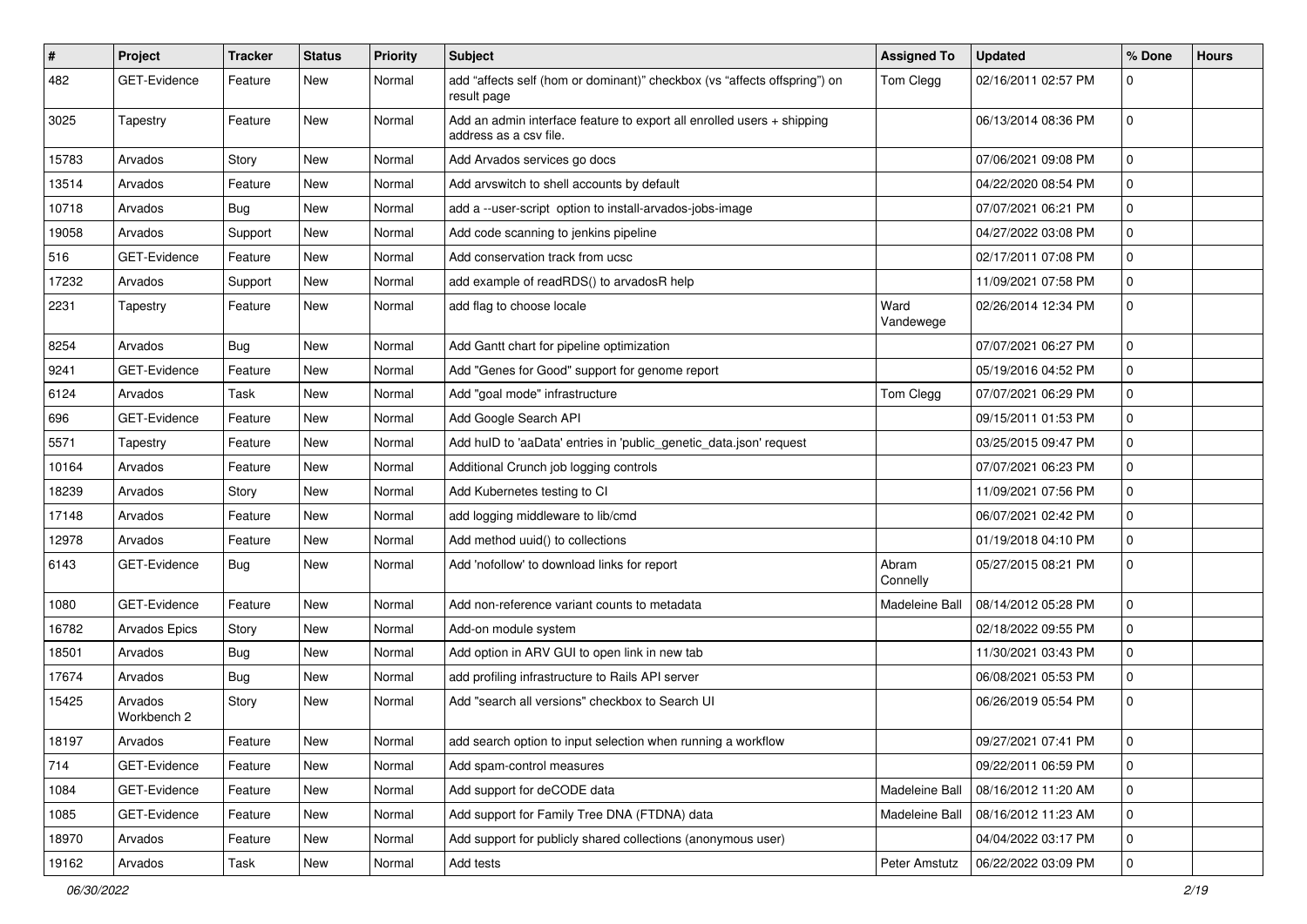| # | Project | Tracker | Status | Priority | Subject | Assigned To | Updated | % Done | Hours |
|---|---|---|---|---|---|---|---|---|---|
| 482 | GET-Evidence | Feature | New | Normal | add “affects self (hom or dominant)” checkbox (vs “affects offspring”) on result page | Tom Clegg | 02/16/2011 02:57 PM | 0 | |
| 3025 | Tapestry | Feature | New | Normal | Add an admin interface feature to export all enrolled users + shipping address as a csv file. | | 06/13/2014 08:36 PM | 0 | |
| 15783 | Arvados | Story | New | Normal | Add Arvados services go docs | | 07/06/2021 09:08 PM | 0 | |
| 13514 | Arvados | Feature | New | Normal | Add arvswitch to shell accounts by default | | 04/22/2020 08:54 PM | 0 | |
| 10718 | Arvados | Bug | New | Normal | add a --user-script option to install-arvados-jobs-image | | 07/07/2021 06:21 PM | 0 | |
| 19058 | Arvados | Support | New | Normal | Add code scanning to jenkins pipeline | | 04/27/2022 03:08 PM | 0 | |
| 516 | GET-Evidence | Feature | New | Normal | Add conservation track from ucsc | | 02/17/2011 07:08 PM | 0 | |
| 17232 | Arvados | Support | New | Normal | add example of readRDS() to arvadosR help | | 11/09/2021 07:58 PM | 0 | |
| 2231 | Tapestry | Feature | New | Normal | add flag to choose locale | Ward Vandewege | 02/26/2014 12:34 PM | 0 | |
| 8254 | Arvados | Bug | New | Normal | Add Gantt chart for pipeline optimization | | 07/07/2021 06:27 PM | 0 | |
| 9241 | GET-Evidence | Feature | New | Normal | Add "Genes for Good" support for genome report | | 05/19/2016 04:52 PM | 0 | |
| 6124 | Arvados | Task | New | Normal | Add "goal mode" infrastructure | Tom Clegg | 07/07/2021 06:29 PM | 0 | |
| 696 | GET-Evidence | Feature | New | Normal | Add Google Search API | | 09/15/2011 01:53 PM | 0 | |
| 5571 | Tapestry | Feature | New | Normal | Add huID to 'aaData' entries in 'public_genetic_data.json' request | | 03/25/2015 09:47 PM | 0 | |
| 10164 | Arvados | Feature | New | Normal | Additional Crunch job logging controls | | 07/07/2021 06:23 PM | 0 | |
| 18239 | Arvados | Story | New | Normal | Add Kubernetes testing to CI | | 11/09/2021 07:56 PM | 0 | |
| 17148 | Arvados | Feature | New | Normal | add logging middleware to lib/cmd | | 06/07/2021 02:42 PM | 0 | |
| 12978 | Arvados | Feature | New | Normal | Add method uuid() to collections | | 01/19/2018 04:10 PM | 0 | |
| 6143 | GET-Evidence | Bug | New | Normal | Add 'nofollow' to download links for report | Abram Connelly | 05/27/2015 08:21 PM | 0 | |
| 1080 | GET-Evidence | Feature | New | Normal | Add non-reference variant counts to metadata | Madeleine Ball | 08/14/2012 05:28 PM | 0 | |
| 16782 | Arvados Epics | Story | New | Normal | Add-on module system | | 02/18/2022 09:55 PM | 0 | |
| 18501 | Arvados | Bug | New | Normal | Add option in ARV GUI to open link in new tab | | 11/30/2021 03:43 PM | 0 | |
| 17674 | Arvados | Bug | New | Normal | add profiling infrastructure to Rails API server | | 06/08/2021 05:53 PM | 0 | |
| 15425 | Arvados Workbench 2 | Story | New | Normal | Add "search all versions" checkbox to Search UI | | 06/26/2019 05:54 PM | 0 | |
| 18197 | Arvados | Feature | New | Normal | add search option to input selection when running a workflow | | 09/27/2021 07:41 PM | 0 | |
| 714 | GET-Evidence | Feature | New | Normal | Add spam-control measures | | 09/22/2011 06:59 PM | 0 | |
| 1084 | GET-Evidence | Feature | New | Normal | Add support for deCODE data | Madeleine Ball | 08/16/2012 11:20 AM | 0 | |
| 1085 | GET-Evidence | Feature | New | Normal | Add support for Family Tree DNA (FTDNA) data | Madeleine Ball | 08/16/2012 11:23 AM | 0 | |
| 18970 | Arvados | Feature | New | Normal | Add support for publicly shared collections (anonymous user) | | 04/04/2022 03:17 PM | 0 | |
| 19162 | Arvados | Task | New | Normal | Add tests | Peter Amstutz | 06/22/2022 03:09 PM | 0 | |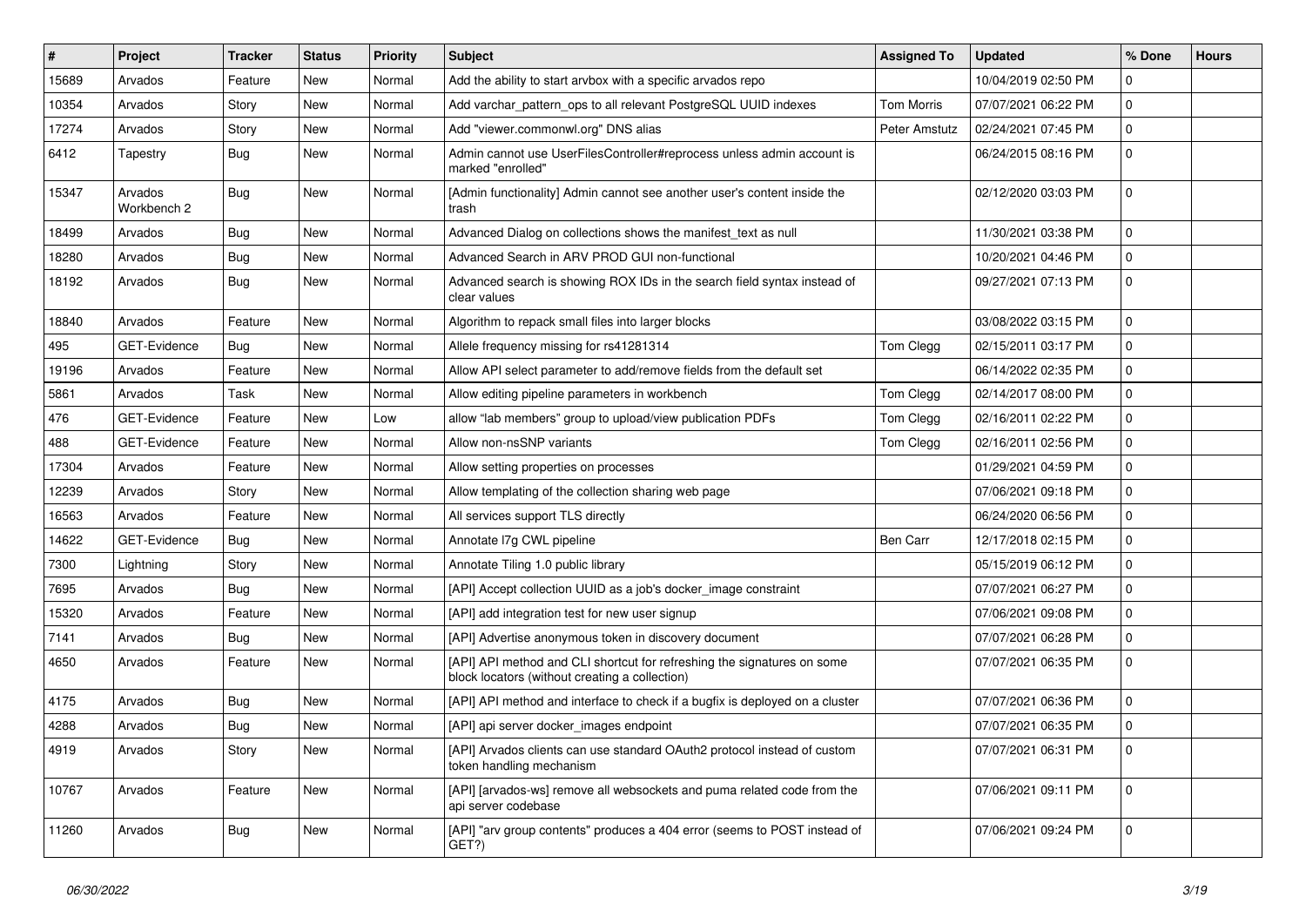| # | Project | Tracker | Status | Priority | Subject | Assigned To | Updated | % Done | Hours |
|---|---|---|---|---|---|---|---|---|---|
| 15689 | Arvados | Feature | New | Normal | Add the ability to start arvbox with a specific arvados repo | | 10/04/2019 02:50 PM | 0 | |
| 10354 | Arvados | Story | New | Normal | Add varchar_pattern_ops to all relevant PostgreSQL UUID indexes | Tom Morris | 07/07/2021 06:22 PM | 0 | |
| 17274 | Arvados | Story | New | Normal | Add "viewer.commonwl.org" DNS alias | Peter Amstutz | 02/24/2021 07:45 PM | 0 | |
| 6412 | Tapestry | Bug | New | Normal | Admin cannot use UserFilesController#reprocess unless admin account is marked "enrolled" | | 06/24/2015 08:16 PM | 0 | |
| 15347 | Arvados Workbench 2 | Bug | New | Normal | [Admin functionality] Admin cannot see another user's content inside the trash | | 02/12/2020 03:03 PM | 0 | |
| 18499 | Arvados | Bug | New | Normal | Advanced Dialog on collections shows the manifest_text as null | | 11/30/2021 03:38 PM | 0 | |
| 18280 | Arvados | Bug | New | Normal | Advanced Search in ARV PROD GUI non-functional | | 10/20/2021 04:46 PM | 0 | |
| 18192 | Arvados | Bug | New | Normal | Advanced search is showing ROX IDs in the search field syntax instead of clear values | | 09/27/2021 07:13 PM | 0 | |
| 18840 | Arvados | Feature | New | Normal | Algorithm to repack small files into larger blocks | | 03/08/2022 03:15 PM | 0 | |
| 495 | GET-Evidence | Bug | New | Normal | Allele frequency missing for rs41281314 | Tom Clegg | 02/15/2011 03:17 PM | 0 | |
| 19196 | Arvados | Feature | New | Normal | Allow API select parameter to add/remove fields from the default set | | 06/14/2022 02:35 PM | 0 | |
| 5861 | Arvados | Task | New | Normal | Allow editing pipeline parameters in workbench | Tom Clegg | 02/14/2017 08:00 PM | 0 | |
| 476 | GET-Evidence | Feature | New | Low | allow "lab members" group to upload/view publication PDFs | Tom Clegg | 02/16/2011 02:22 PM | 0 | |
| 488 | GET-Evidence | Feature | New | Normal | Allow non-nsSNP variants | Tom Clegg | 02/16/2011 02:56 PM | 0 | |
| 17304 | Arvados | Feature | New | Normal | Allow setting properties on processes | | 01/29/2021 04:59 PM | 0 | |
| 12239 | Arvados | Story | New | Normal | Allow templating of the collection sharing web page | | 07/06/2021 09:18 PM | 0 | |
| 16563 | Arvados | Feature | New | Normal | All services support TLS directly | | 06/24/2020 06:56 PM | 0 | |
| 14622 | GET-Evidence | Bug | New | Normal | Annotate l7g CWL pipeline | Ben Carr | 12/17/2018 02:15 PM | 0 | |
| 7300 | Lightning | Story | New | Normal | Annotate Tiling 1.0 public library | | 05/15/2019 06:12 PM | 0 | |
| 7695 | Arvados | Bug | New | Normal | [API] Accept collection UUID as a job's docker_image constraint | | 07/07/2021 06:27 PM | 0 | |
| 15320 | Arvados | Feature | New | Normal | [API] add integration test for new user signup | | 07/06/2021 09:08 PM | 0 | |
| 7141 | Arvados | Bug | New | Normal | [API] Advertise anonymous token in discovery document | | 07/07/2021 06:28 PM | 0 | |
| 4650 | Arvados | Feature | New | Normal | [API] API method and CLI shortcut for refreshing the signatures on some block locators (without creating a collection) | | 07/07/2021 06:35 PM | 0 | |
| 4175 | Arvados | Bug | New | Normal | [API] API method and interface to check if a bugfix is deployed on a cluster | | 07/07/2021 06:36 PM | 0 | |
| 4288 | Arvados | Bug | New | Normal | [API] api server docker_images endpoint | | 07/07/2021 06:35 PM | 0 | |
| 4919 | Arvados | Story | New | Normal | [API] Arvados clients can use standard OAuth2 protocol instead of custom token handling mechanism | | 07/07/2021 06:31 PM | 0 | |
| 10767 | Arvados | Feature | New | Normal | [API] [arvados-ws] remove all websockets and puma related code from the api server codebase | | 07/06/2021 09:11 PM | 0 | |
| 11260 | Arvados | Bug | New | Normal | [API] "arv group contents" produces a 404 error (seems to POST instead of GET?) | | 07/06/2021 09:24 PM | 0 | |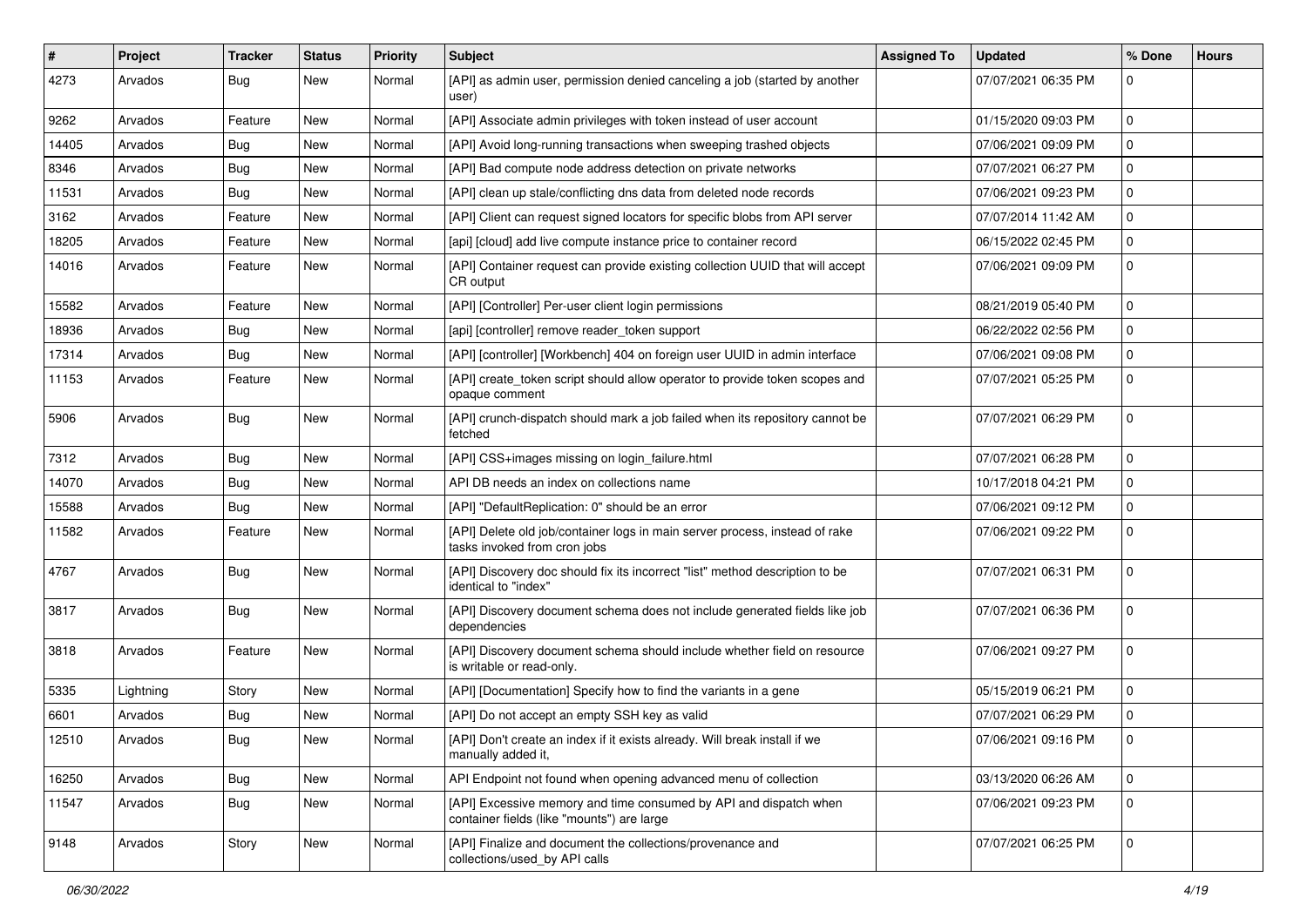| # | Project | Tracker | Status | Priority | Subject | Assigned To | Updated | % Done | Hours |
|---|---|---|---|---|---|---|---|---|---|
| 4273 | Arvados | Bug | New | Normal | [API] as admin user, permission denied canceling a job (started by another user) | | 07/07/2021 06:35 PM | 0 | |
| 9262 | Arvados | Feature | New | Normal | [API] Associate admin privileges with token instead of user account | | 01/15/2020 09:03 PM | 0 | |
| 14405 | Arvados | Bug | New | Normal | [API] Avoid long-running transactions when sweeping trashed objects | | 07/06/2021 09:09 PM | 0 | |
| 8346 | Arvados | Bug | New | Normal | [API] Bad compute node address detection on private networks | | 07/07/2021 06:27 PM | 0 | |
| 11531 | Arvados | Bug | New | Normal | [API] clean up stale/conflicting dns data from deleted node records | | 07/06/2021 09:23 PM | 0 | |
| 3162 | Arvados | Feature | New | Normal | [API] Client can request signed locators for specific blobs from API server | | 07/07/2014 11:42 AM | 0 | |
| 18205 | Arvados | Feature | New | Normal | [api] [cloud] add live compute instance price to container record | | 06/15/2022 02:45 PM | 0 | |
| 14016 | Arvados | Feature | New | Normal | [API] Container request can provide existing collection UUID that will accept CR output | | 07/06/2021 09:09 PM | 0 | |
| 15582 | Arvados | Feature | New | Normal | [API] [Controller] Per-user client login permissions | | 08/21/2019 05:40 PM | 0 | |
| 18936 | Arvados | Bug | New | Normal | [api] [controller] remove reader_token support | | 06/22/2022 02:56 PM | 0 | |
| 17314 | Arvados | Bug | New | Normal | [API] [controller] [Workbench] 404 on foreign user UUID in admin interface | | 07/06/2021 09:08 PM | 0 | |
| 11153 | Arvados | Feature | New | Normal | [API] create_token script should allow operator to provide token scopes and opaque comment | | 07/07/2021 05:25 PM | 0 | |
| 5906 | Arvados | Bug | New | Normal | [API] crunch-dispatch should mark a job failed when its repository cannot be fetched | | 07/07/2021 06:29 PM | 0 | |
| 7312 | Arvados | Bug | New | Normal | [API] CSS+images missing on login_failure.html | | 07/07/2021 06:28 PM | 0 | |
| 14070 | Arvados | Bug | New | Normal | API DB needs an index on collections name | | 10/17/2018 04:21 PM | 0 | |
| 15588 | Arvados | Bug | New | Normal | [API] "DefaultReplication: 0" should be an error | | 07/06/2021 09:12 PM | 0 | |
| 11582 | Arvados | Feature | New | Normal | [API] Delete old job/container logs in main server process, instead of rake tasks invoked from cron jobs | | 07/06/2021 09:22 PM | 0 | |
| 4767 | Arvados | Bug | New | Normal | [API] Discovery doc should fix its incorrect "list" method description to be identical to "index" | | 07/07/2021 06:31 PM | 0 | |
| 3817 | Arvados | Bug | New | Normal | [API] Discovery document schema does not include generated fields like job dependencies | | 07/07/2021 06:36 PM | 0 | |
| 3818 | Arvados | Feature | New | Normal | [API] Discovery document schema should include whether field on resource is writable or read-only. | | 07/06/2021 09:27 PM | 0 | |
| 5335 | Lightning | Story | New | Normal | [API] [Documentation] Specify how to find the variants in a gene | | 05/15/2019 06:21 PM | 0 | |
| 6601 | Arvados | Bug | New | Normal | [API] Do not accept an empty SSH key as valid | | 07/07/2021 06:29 PM | 0 | |
| 12510 | Arvados | Bug | New | Normal | [API] Don't create an index if it exists already. Will break install if we manually added it, | | 07/06/2021 09:16 PM | 0 | |
| 16250 | Arvados | Bug | New | Normal | API Endpoint not found when opening advanced menu of collection | | 03/13/2020 06:26 AM | 0 | |
| 11547 | Arvados | Bug | New | Normal | [API] Excessive memory and time consumed by API and dispatch when container fields (like "mounts") are large | | 07/06/2021 09:23 PM | 0 | |
| 9148 | Arvados | Story | New | Normal | [API] Finalize and document the collections/provenance and collections/used_by API calls | | 07/07/2021 06:25 PM | 0 | |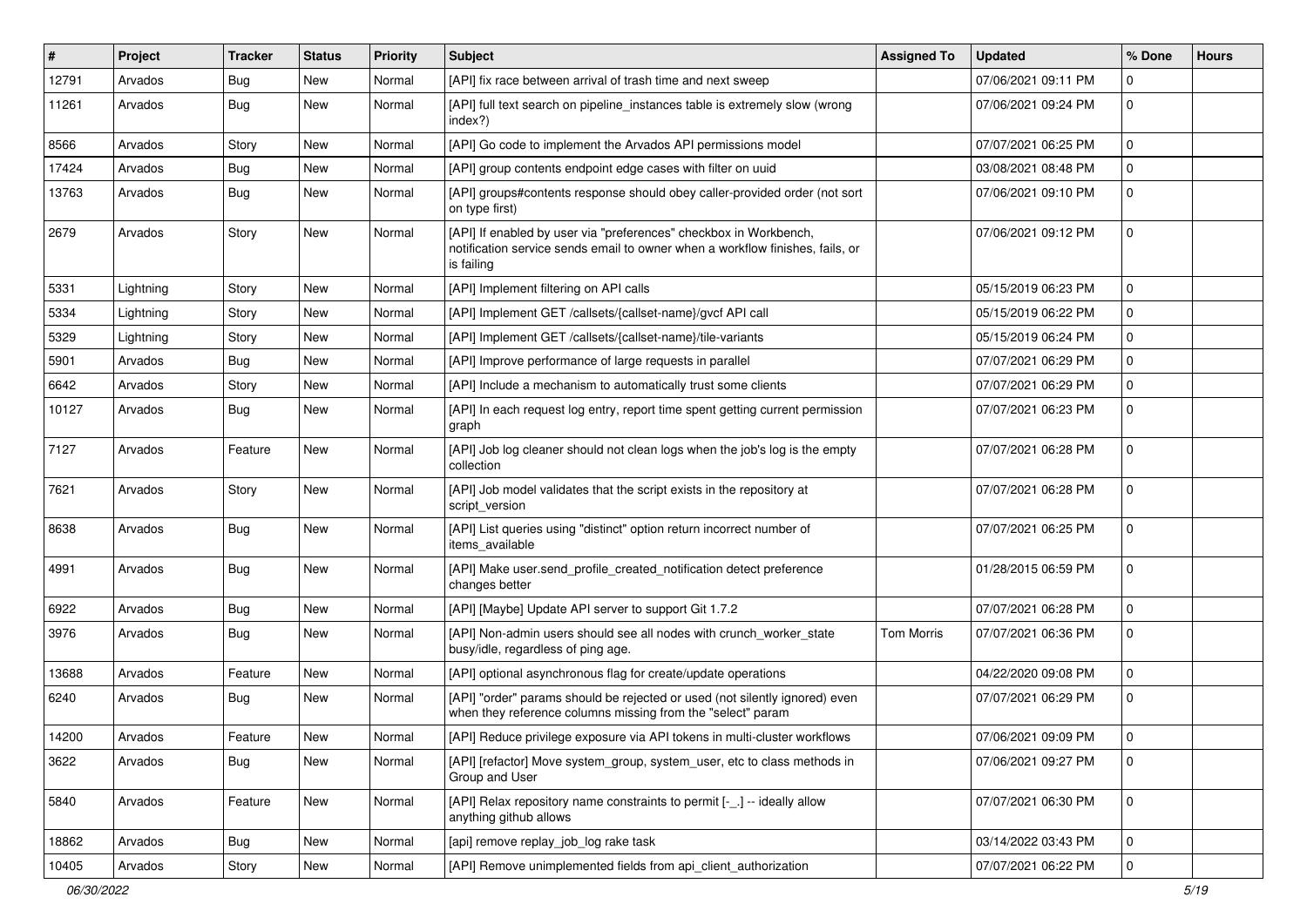| # | Project | Tracker | Status | Priority | Subject | Assigned To | Updated | % Done | Hours |
|---|---|---|---|---|---|---|---|---|---|
| 12791 | Arvados | Bug | New | Normal | [API] fix race between arrival of trash time and next sweep | | 07/06/2021 09:11 PM | 0 | |
| 11261 | Arvados | Bug | New | Normal | [API] full text search on pipeline_instances table is extremely slow (wrong index?) | | 07/06/2021 09:24 PM | 0 | |
| 8566 | Arvados | Story | New | Normal | [API] Go code to implement the Arvados API permissions model | | 07/07/2021 06:25 PM | 0 | |
| 17424 | Arvados | Bug | New | Normal | [API] group contents endpoint edge cases with filter on uuid | | 03/08/2021 08:48 PM | 0 | |
| 13763 | Arvados | Bug | New | Normal | [API] groups#contents response should obey caller-provided order (not sort on type first) | | 07/06/2021 09:10 PM | 0 | |
| 2679 | Arvados | Story | New | Normal | [API] If enabled by user via "preferences" checkbox in Workbench, notification service sends email to owner when a workflow finishes, fails, or is failing | | 07/06/2021 09:12 PM | 0 | |
| 5331 | Lightning | Story | New | Normal | [API] Implement filtering on API calls | | 05/15/2019 06:23 PM | 0 | |
| 5334 | Lightning | Story | New | Normal | [API] Implement GET /callsets/{callset-name}/gvcf API call | | 05/15/2019 06:22 PM | 0 | |
| 5329 | Lightning | Story | New | Normal | [API] Implement GET /callsets/{callset-name}/tile-variants | | 05/15/2019 06:24 PM | 0 | |
| 5901 | Arvados | Bug | New | Normal | [API] Improve performance of large requests in parallel | | 07/07/2021 06:29 PM | 0 | |
| 6642 | Arvados | Story | New | Normal | [API] Include a mechanism to automatically trust some clients | | 07/07/2021 06:29 PM | 0 | |
| 10127 | Arvados | Bug | New | Normal | [API] In each request log entry, report time spent getting current permission graph | | 07/07/2021 06:23 PM | 0 | |
| 7127 | Arvados | Feature | New | Normal | [API] Job log cleaner should not clean logs when the job's log is the empty collection | | 07/07/2021 06:28 PM | 0 | |
| 7621 | Arvados | Story | New | Normal | [API] Job model validates that the script exists in the repository at script_version | | 07/07/2021 06:28 PM | 0 | |
| 8638 | Arvados | Bug | New | Normal | [API] List queries using "distinct" option return incorrect number of items_available | | 07/07/2021 06:25 PM | 0 | |
| 4991 | Arvados | Bug | New | Normal | [API] Make user.send_profile_created_notification detect preference changes better | | 01/28/2015 06:59 PM | 0 | |
| 6922 | Arvados | Bug | New | Normal | [API] [Maybe] Update API server to support Git 1.7.2 | | 07/07/2021 06:28 PM | 0 | |
| 3976 | Arvados | Bug | New | Normal | [API] Non-admin users should see all nodes with crunch_worker_state busy/idle, regardless of ping age. | Tom Morris | 07/07/2021 06:36 PM | 0 | |
| 13688 | Arvados | Feature | New | Normal | [API] optional asynchronous flag for create/update operations | | 04/22/2020 09:08 PM | 0 | |
| 6240 | Arvados | Bug | New | Normal | [API] "order" params should be rejected or used (not silently ignored) even when they reference columns missing from the "select" param | | 07/07/2021 06:29 PM | 0 | |
| 14200 | Arvados | Feature | New | Normal | [API] Reduce privilege exposure via API tokens in multi-cluster workflows | | 07/06/2021 09:09 PM | 0 | |
| 3622 | Arvados | Bug | New | Normal | [API] [refactor] Move system_group, system_user, etc to class methods in Group and User | | 07/06/2021 09:27 PM | 0 | |
| 5840 | Arvados | Feature | New | Normal | [API] Relax repository name constraints to permit [-_.] -- ideally allow anything github allows | | 07/07/2021 06:30 PM | 0 | |
| 18862 | Arvados | Bug | New | Normal | [api] remove replay_job_log rake task | | 03/14/2022 03:43 PM | 0 | |
| 10405 | Arvados | Story | New | Normal | [API] Remove unimplemented fields from api_client_authorization | | 07/07/2021 06:22 PM | 0 | |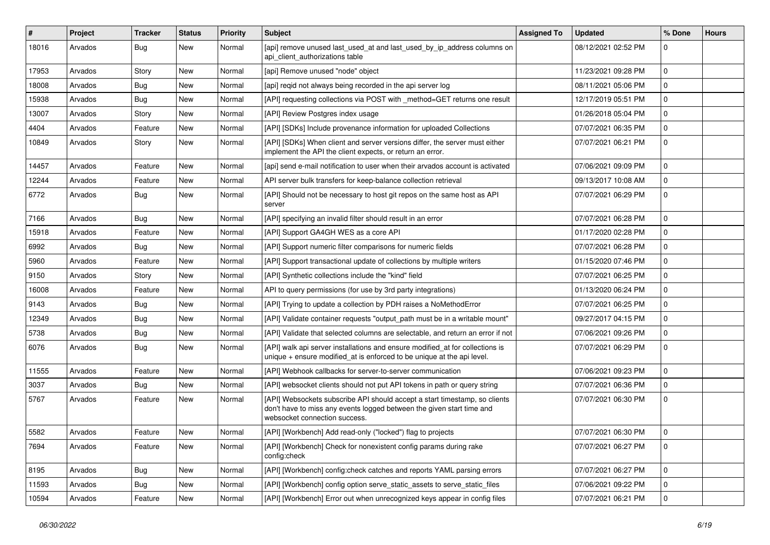| # | Project | Tracker | Status | Priority | Subject | Assigned To | Updated | % Done | Hours |
|---|---|---|---|---|---|---|---|---|---|
| 18016 | Arvados | Bug | New | Normal | [api] remove unused last_used_at and last_used_by_ip_address columns on api_client_authorizations table | | 08/12/2021 02:52 PM | 0 | |
| 17953 | Arvados | Story | New | Normal | [api] Remove unused "node" object | | 11/23/2021 09:28 PM | 0 | |
| 18008 | Arvados | Bug | New | Normal | [api] reqid not always being recorded in the api server log | | 08/11/2021 05:06 PM | 0 | |
| 15938 | Arvados | Bug | New | Normal | [API] requesting collections via POST with _method=GET returns one result | | 12/17/2019 05:51 PM | 0 | |
| 13007 | Arvados | Story | New | Normal | [API] Review Postgres index usage | | 01/26/2018 05:04 PM | 0 | |
| 4404 | Arvados | Feature | New | Normal | [API] [SDKs] Include provenance information for uploaded Collections | | 07/07/2021 06:35 PM | 0 | |
| 10849 | Arvados | Story | New | Normal | [API] [SDKs] When client and server versions differ, the server must either implement the API the client expects, or return an error. | | 07/07/2021 06:21 PM | 0 | |
| 14457 | Arvados | Feature | New | Normal | [api] send e-mail notification to user when their arvados account is activated | | 07/06/2021 09:09 PM | 0 | |
| 12244 | Arvados | Feature | New | Normal | API server bulk transfers for keep-balance collection retrieval | | 09/13/2017 10:08 AM | 0 | |
| 6772 | Arvados | Bug | New | Normal | [API] Should not be necessary to host git repos on the same host as API server | | 07/07/2021 06:29 PM | 0 | |
| 7166 | Arvados | Bug | New | Normal | [API] specifying an invalid filter should result in an error | | 07/07/2021 06:28 PM | 0 | |
| 15918 | Arvados | Feature | New | Normal | [API] Support GA4GH WES as a core API | | 01/17/2020 02:28 PM | 0 | |
| 6992 | Arvados | Bug | New | Normal | [API] Support numeric filter comparisons for numeric fields | | 07/07/2021 06:28 PM | 0 | |
| 5960 | Arvados | Feature | New | Normal | [API] Support transactional update of collections by multiple writers | | 01/15/2020 07:46 PM | 0 | |
| 9150 | Arvados | Story | New | Normal | [API] Synthetic collections include the "kind" field | | 07/07/2021 06:25 PM | 0 | |
| 16008 | Arvados | Feature | New | Normal | API to query permissions (for use by 3rd party integrations) | | 01/13/2020 06:24 PM | 0 | |
| 9143 | Arvados | Bug | New | Normal | [API] Trying to update a collection by PDH raises a NoMethodError | | 07/07/2021 06:25 PM | 0 | |
| 12349 | Arvados | Bug | New | Normal | [API] Validate container requests "output_path must be in a writable mount" | | 09/27/2017 04:15 PM | 0 | |
| 5738 | Arvados | Bug | New | Normal | [API] Validate that selected columns are selectable, and return an error if not | | 07/06/2021 09:26 PM | 0 | |
| 6076 | Arvados | Bug | New | Normal | [API] walk api server installations and ensure modified_at for collections is unique + ensure modified_at is enforced to be unique at the api level. | | 07/07/2021 06:29 PM | 0 | |
| 11555 | Arvados | Feature | New | Normal | [API] Webhook callbacks for server-to-server communication | | 07/06/2021 09:23 PM | 0 | |
| 3037 | Arvados | Bug | New | Normal | [API] websocket clients should not put API tokens in path or query string | | 07/07/2021 06:36 PM | 0 | |
| 5767 | Arvados | Feature | New | Normal | [API] Websockets subscribe API should accept a start timestamp, so clients don't have to miss any events logged between the given start time and websocket connection success. | | 07/07/2021 06:30 PM | 0 | |
| 5582 | Arvados | Feature | New | Normal | [API] [Workbench] Add read-only ("locked") flag to projects | | 07/07/2021 06:30 PM | 0 | |
| 7694 | Arvados | Feature | New | Normal | [API] [Workbench] Check for nonexistent config params during rake config:check | | 07/07/2021 06:27 PM | 0 | |
| 8195 | Arvados | Bug | New | Normal | [API] [Workbench] config:check catches and reports YAML parsing errors | | 07/07/2021 06:27 PM | 0 | |
| 11593 | Arvados | Bug | New | Normal | [API] [Workbench] config option serve_static_assets to serve_static_files | | 07/06/2021 09:22 PM | 0 | |
| 10594 | Arvados | Feature | New | Normal | [API] [Workbench] Error out when unrecognized keys appear in config files | | 07/07/2021 06:21 PM | 0 | |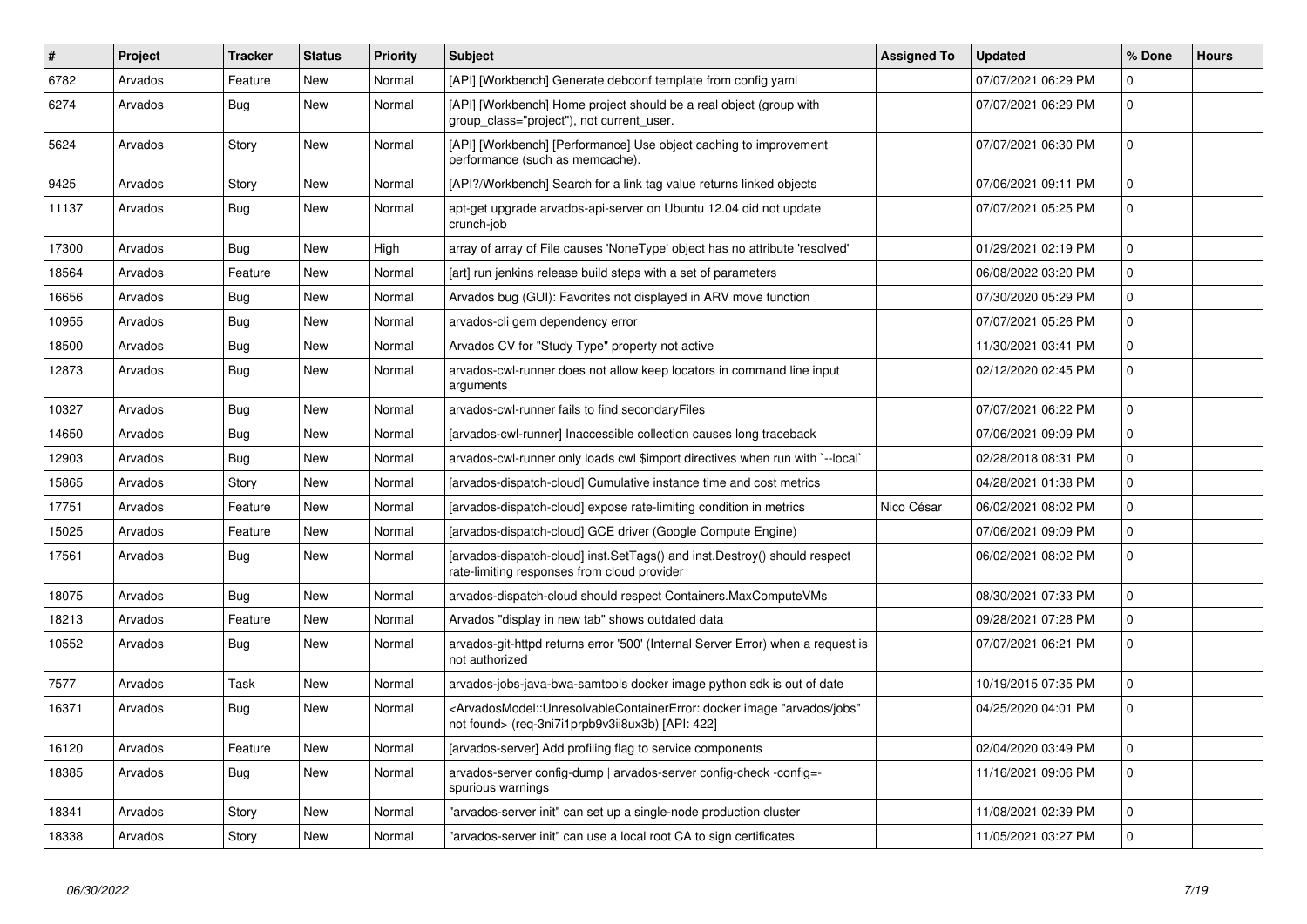| # | Project | Tracker | Status | Priority | Subject | Assigned To | Updated | % Done | Hours |
|---|---|---|---|---|---|---|---|---|---|
| 6782 | Arvados | Feature | New | Normal | [API] [Workbench] Generate debconf template from config yaml | | 07/07/2021 06:29 PM | 0 | |
| 6274 | Arvados | Bug | New | Normal | [API] [Workbench] Home project should be a real object (group with group_class="project"), not current_user. | | 07/07/2021 06:29 PM | 0 | |
| 5624 | Arvados | Story | New | Normal | [API] [Workbench] [Performance] Use object caching to improvement performance (such as memcache). | | 07/07/2021 06:30 PM | 0 | |
| 9425 | Arvados | Story | New | Normal | [API?/Workbench] Search for a link tag value returns linked objects | | 07/06/2021 09:11 PM | 0 | |
| 11137 | Arvados | Bug | New | Normal | apt-get upgrade arvados-api-server on Ubuntu 12.04 did not update crunch-job | | 07/07/2021 05:25 PM | 0 | |
| 17300 | Arvados | Bug | New | High | array of array of File causes 'NoneType' object has no attribute 'resolved' | | 01/29/2021 02:19 PM | 0 | |
| 18564 | Arvados | Feature | New | Normal | [art] run jenkins release build steps with a set of parameters | | 06/08/2022 03:20 PM | 0 | |
| 16656 | Arvados | Bug | New | Normal | Arvados bug (GUI): Favorites not displayed in ARV move function | | 07/30/2020 05:29 PM | 0 | |
| 10955 | Arvados | Bug | New | Normal | arvados-cli gem dependency error | | 07/07/2021 05:26 PM | 0 | |
| 18500 | Arvados | Bug | New | Normal | Arvados CV for "Study Type" property not active | | 11/30/2021 03:41 PM | 0 | |
| 12873 | Arvados | Bug | New | Normal | arvados-cwl-runner does not allow keep locators in command line input arguments | | 02/12/2020 02:45 PM | 0 | |
| 10327 | Arvados | Bug | New | Normal | arvados-cwl-runner fails to find secondaryFiles | | 07/07/2021 06:22 PM | 0 | |
| 14650 | Arvados | Bug | New | Normal | [arvados-cwl-runner] Inaccessible collection causes long traceback | | 07/06/2021 09:09 PM | 0 | |
| 12903 | Arvados | Bug | New | Normal | arvados-cwl-runner only loads cwl $import directives when run with `--local` | | 02/28/2018 08:31 PM | 0 | |
| 15865 | Arvados | Story | New | Normal | [arvados-dispatch-cloud] Cumulative instance time and cost metrics | | 04/28/2021 01:38 PM | 0 | |
| 17751 | Arvados | Feature | New | Normal | [arvados-dispatch-cloud] expose rate-limiting condition in metrics | Nico César | 06/02/2021 08:02 PM | 0 | |
| 15025 | Arvados | Feature | New | Normal | [arvados-dispatch-cloud] GCE driver (Google Compute Engine) | | 07/06/2021 09:09 PM | 0 | |
| 17561 | Arvados | Bug | New | Normal | [arvados-dispatch-cloud] inst.SetTags() and inst.Destroy() should respect rate-limiting responses from cloud provider | | 06/02/2021 08:02 PM | 0 | |
| 18075 | Arvados | Bug | New | Normal | arvados-dispatch-cloud should respect Containers.MaxComputeVMs | | 08/30/2021 07:33 PM | 0 | |
| 18213 | Arvados | Feature | New | Normal | Arvados "display in new tab" shows outdated data | | 09/28/2021 07:28 PM | 0 | |
| 10552 | Arvados | Bug | New | Normal | arvados-git-httpd returns error '500' (Internal Server Error) when a request is not authorized | | 07/07/2021 06:21 PM | 0 | |
| 7577 | Arvados | Task | New | Normal | arvados-jobs-java-bwa-samtools docker image python sdk is out of date | | 10/19/2015 07:35 PM | 0 | |
| 16371 | Arvados | Bug | New | Normal | <ArvadosModel::UnresolvableContainerError: docker image "arvados/jobs" not found> (req-3ni7i1prpb9v3ii8ux3b) [API: 422] | | 04/25/2020 04:01 PM | 0 | |
| 16120 | Arvados | Feature | New | Normal | [arvados-server] Add profiling flag to service components | | 02/04/2020 03:49 PM | 0 | |
| 18385 | Arvados | Bug | New | Normal | arvados-server config-dump \| arvados-server config-check -config=- spurious warnings | | 11/16/2021 09:06 PM | 0 | |
| 18341 | Arvados | Story | New | Normal | "arvados-server init" can set up a single-node production cluster | | 11/08/2021 02:39 PM | 0 | |
| 18338 | Arvados | Story | New | Normal | "arvados-server init" can use a local root CA to sign certificates | | 11/05/2021 03:27 PM | 0 | |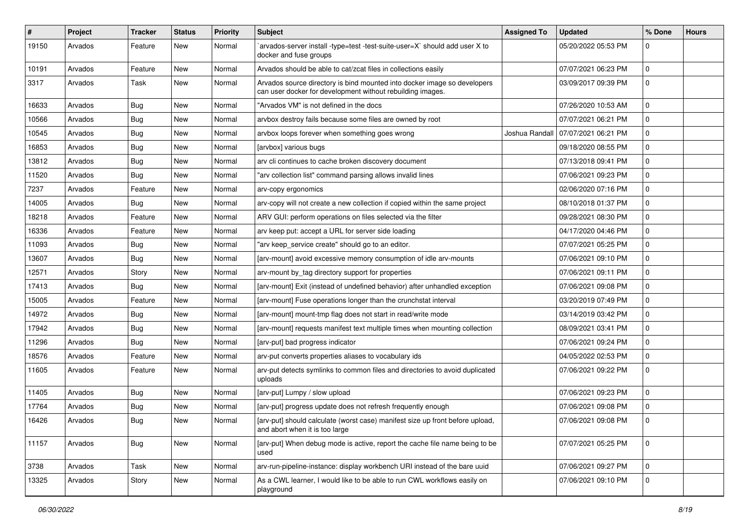| # | Project | Tracker | Status | Priority | Subject | Assigned To | Updated | % Done | Hours |
|---|---|---|---|---|---|---|---|---|---|
| 19150 | Arvados | Feature | New | Normal | `arvados-server install -type=test -test-suite-user=X` should add user X to docker and fuse groups | | 05/20/2022 05:53 PM | 0 | |
| 10191 | Arvados | Feature | New | Normal | Arvados should be able to cat/zcat files in collections easily | | 07/07/2021 06:23 PM | 0 | |
| 3317 | Arvados | Task | New | Normal | Arvados source directory is bind mounted into docker image so developers can user docker for development without rebuilding images. | | 03/09/2017 09:39 PM | 0 | |
| 16633 | Arvados | Bug | New | Normal | "Arvados VM" is not defined in the docs | | 07/26/2020 10:53 AM | 0 | |
| 10566 | Arvados | Bug | New | Normal | arvbox destroy fails because some files are owned by root | | 07/07/2021 06:21 PM | 0 | |
| 10545 | Arvados | Bug | New | Normal | arvbox loops forever when something goes wrong | Joshua Randall | 07/07/2021 06:21 PM | 0 | |
| 16853 | Arvados | Bug | New | Normal | [arvbox] various bugs | | 09/18/2020 08:55 PM | 0 | |
| 13812 | Arvados | Bug | New | Normal | arv cli continues to cache broken discovery document | | 07/13/2018 09:41 PM | 0 | |
| 11520 | Arvados | Bug | New | Normal | "arv collection list" command parsing allows invalid lines | | 07/06/2021 09:23 PM | 0 | |
| 7237 | Arvados | Feature | New | Normal | arv-copy ergonomics | | 02/06/2020 07:16 PM | 0 | |
| 14005 | Arvados | Bug | New | Normal | arv-copy will not create a new collection if copied within the same project | | 08/10/2018 01:37 PM | 0 | |
| 18218 | Arvados | Feature | New | Normal | ARV GUI: perform operations on files selected via the filter | | 09/28/2021 08:30 PM | 0 | |
| 16336 | Arvados | Feature | New | Normal | arv keep put: accept a URL for server side loading | | 04/17/2020 04:46 PM | 0 | |
| 11093 | Arvados | Bug | New | Normal | "arv keep_service create" should go to an editor. | | 07/07/2021 05:25 PM | 0 | |
| 13607 | Arvados | Bug | New | Normal | [arv-mount] avoid excessive memory consumption of idle arv-mounts | | 07/06/2021 09:10 PM | 0 | |
| 12571 | Arvados | Story | New | Normal | arv-mount by_tag directory support for properties | | 07/06/2021 09:11 PM | 0 | |
| 17413 | Arvados | Bug | New | Normal | [arv-mount] Exit (instead of undefined behavior) after unhandled exception | | 07/06/2021 09:08 PM | 0 | |
| 15005 | Arvados | Feature | New | Normal | [arv-mount] Fuse operations longer than the crunchstat interval | | 03/20/2019 07:49 PM | 0 | |
| 14972 | Arvados | Bug | New | Normal | [arv-mount] mount-tmp flag does not start in read/write mode | | 03/14/2019 03:42 PM | 0 | |
| 17942 | Arvados | Bug | New | Normal | [arv-mount] requests manifest text multiple times when mounting collection | | 08/09/2021 03:41 PM | 0 | |
| 11296 | Arvados | Bug | New | Normal | [arv-put] bad progress indicator | | 07/06/2021 09:24 PM | 0 | |
| 18576 | Arvados | Feature | New | Normal | arv-put converts properties aliases to vocabulary ids | | 04/05/2022 02:53 PM | 0 | |
| 11605 | Arvados | Feature | New | Normal | arv-put detects symlinks to common files and directories to avoid duplicated uploads | | 07/06/2021 09:22 PM | 0 | |
| 11405 | Arvados | Bug | New | Normal | [arv-put] Lumpy / slow upload | | 07/06/2021 09:23 PM | 0 | |
| 17764 | Arvados | Bug | New | Normal | [arv-put] progress update does not refresh frequently enough | | 07/06/2021 09:08 PM | 0 | |
| 16426 | Arvados | Bug | New | Normal | [arv-put] should calculate (worst case) manifest size up front before upload, and abort when it is too large | | 07/06/2021 09:08 PM | 0 | |
| 11157 | Arvados | Bug | New | Normal | [arv-put] When debug mode is active, report the cache file name being to be used | | 07/07/2021 05:25 PM | 0 | |
| 3738 | Arvados | Task | New | Normal | arv-run-pipeline-instance: display workbench URI instead of the bare uuid | | 07/06/2021 09:27 PM | 0 | |
| 13325 | Arvados | Story | New | Normal | As a CWL learner, I would like to be able to run CWL workflows easily on playground | | 07/06/2021 09:10 PM | 0 | |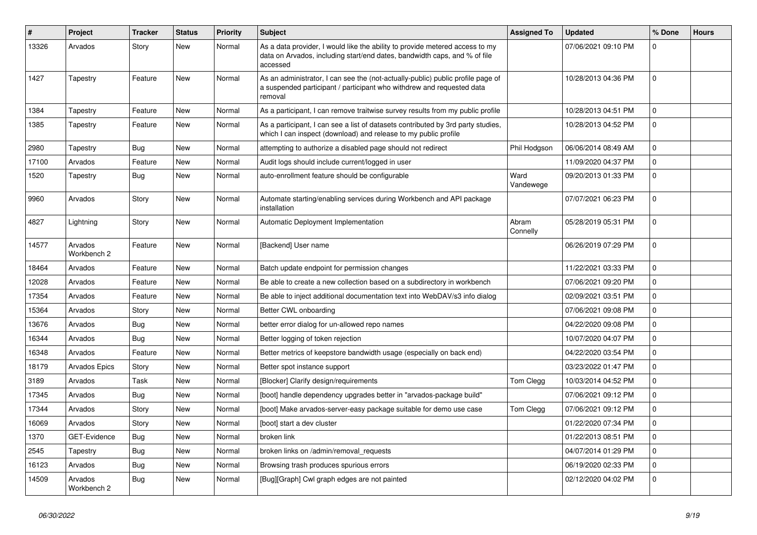| # | Project | Tracker | Status | Priority | Subject | Assigned To | Updated | % Done | Hours |
|---|---|---|---|---|---|---|---|---|---|
| 13326 | Arvados | Story | New | Normal | As a data provider, I would like the ability to provide metered access to my data on Arvados, including start/end dates, bandwidth caps, and % of file accessed | | 07/06/2021 09:10 PM | 0 | |
| 1427 | Tapestry | Feature | New | Normal | As an administrator, I can see the (not-actually-public) public profile page of a suspended participant / participant who withdrew and requested data removal | | 10/28/2013 04:36 PM | 0 | |
| 1384 | Tapestry | Feature | New | Normal | As a participant, I can remove traitwise survey results from my public profile | | 10/28/2013 04:51 PM | 0 | |
| 1385 | Tapestry | Feature | New | Normal | As a participant, I can see a list of datasets contributed by 3rd party studies, which I can inspect (download) and release to my public profile | | 10/28/2013 04:52 PM | 0 | |
| 2980 | Tapestry | Bug | New | Normal | attempting to authorize a disabled page should not redirect | Phil Hodgson | 06/06/2014 08:49 AM | 0 | |
| 17100 | Arvados | Feature | New | Normal | Audit logs should include current/logged in user | | 11/09/2020 04:37 PM | 0 | |
| 1520 | Tapestry | Bug | New | Normal | auto-enrollment feature should be configurable | Ward Vandewege | 09/20/2013 01:33 PM | 0 | |
| 9960 | Arvados | Story | New | Normal | Automate starting/enabling services during Workbench and API package installation | | 07/07/2021 06:23 PM | 0 | |
| 4827 | Lightning | Story | New | Normal | Automatic Deployment Implementation | Abram Connelly | 05/28/2019 05:31 PM | 0 | |
| 14577 | Arvados Workbench 2 | Feature | New | Normal | [Backend] User name | | 06/26/2019 07:29 PM | 0 | |
| 18464 | Arvados | Feature | New | Normal | Batch update endpoint for permission changes | | 11/22/2021 03:33 PM | 0 | |
| 12028 | Arvados | Feature | New | Normal | Be able to create a new collection based on a subdirectory in workbench | | 07/06/2021 09:20 PM | 0 | |
| 17354 | Arvados | Feature | New | Normal | Be able to inject additional documentation text into WebDAV/s3 info dialog | | 02/09/2021 03:51 PM | 0 | |
| 15364 | Arvados | Story | New | Normal | Better CWL onboarding | | 07/06/2021 09:08 PM | 0 | |
| 13676 | Arvados | Bug | New | Normal | better error dialog for un-allowed repo names | | 04/22/2020 09:08 PM | 0 | |
| 16344 | Arvados | Bug | New | Normal | Better logging of token rejection | | 10/07/2020 04:07 PM | 0 | |
| 16348 | Arvados | Feature | New | Normal | Better metrics of keepstore bandwidth usage (especially on back end) | | 04/22/2020 03:54 PM | 0 | |
| 18179 | Arvados Epics | Story | New | Normal | Better spot instance support | | 03/23/2022 01:47 PM | 0 | |
| 3189 | Arvados | Task | New | Normal | [Blocker] Clarify design/requirements | Tom Clegg | 10/03/2014 04:52 PM | 0 | |
| 17345 | Arvados | Bug | New | Normal | [boot] handle dependency upgrades better in "arvados-package build" | | 07/06/2021 09:12 PM | 0 | |
| 17344 | Arvados | Story | New | Normal | [boot] Make arvados-server-easy package suitable for demo use case | Tom Clegg | 07/06/2021 09:12 PM | 0 | |
| 16069 | Arvados | Story | New | Normal | [boot] start a dev cluster | | 01/22/2020 07:34 PM | 0 | |
| 1370 | GET-Evidence | Bug | New | Normal | broken link | | 01/22/2013 08:51 PM | 0 | |
| 2545 | Tapestry | Bug | New | Normal | broken links on /admin/removal_requests | | 04/07/2014 01:29 PM | 0 | |
| 16123 | Arvados | Bug | New | Normal | Browsing trash produces spurious errors | | 06/19/2020 02:33 PM | 0 | |
| 14509 | Arvados Workbench 2 | Bug | New | Normal | [Bug][Graph] Cwl graph edges are not painted | | 02/12/2020 04:02 PM | 0 | |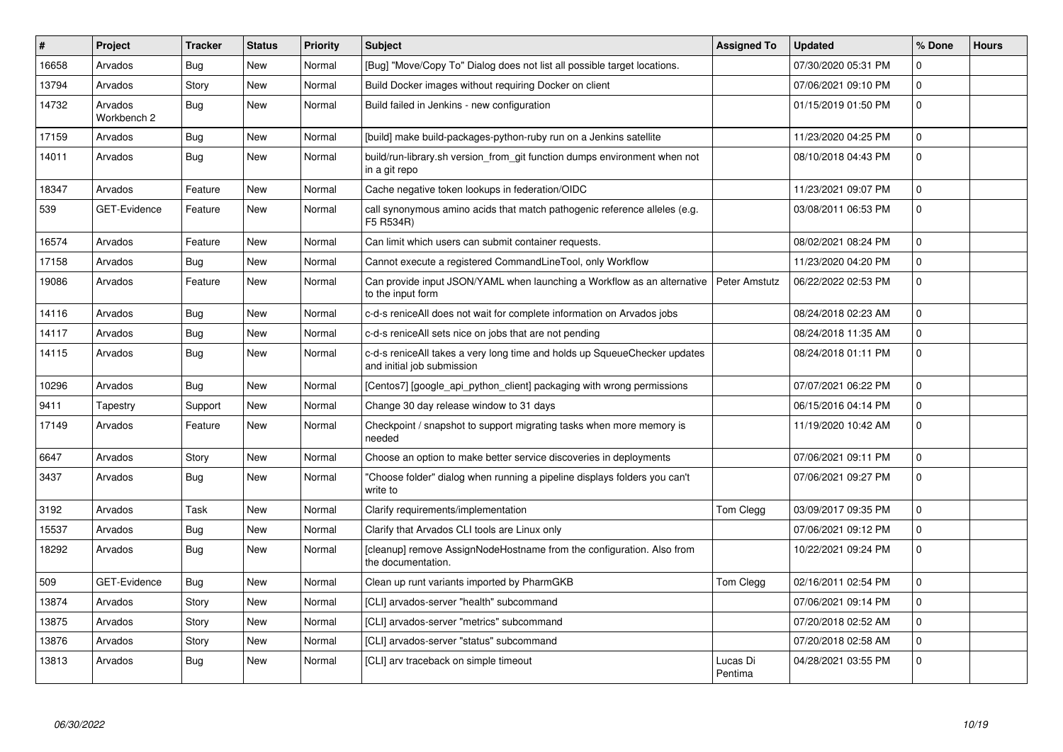| # | Project | Tracker | Status | Priority | Subject | Assigned To | Updated | % Done | Hours |
|---|---|---|---|---|---|---|---|---|---|
| 16658 | Arvados | Bug | New | Normal | [Bug] "Move/Copy To" Dialog does not list all possible target locations. | | 07/30/2020 05:31 PM | 0 | |
| 13794 | Arvados | Story | New | Normal | Build Docker images without requiring Docker on client | | 07/06/2021 09:10 PM | 0 | |
| 14732 | Arvados Workbench 2 | Bug | New | Normal | Build failed in Jenkins - new configuration | | 01/15/2019 01:50 PM | 0 | |
| 17159 | Arvados | Bug | New | Normal | [build] make build-packages-python-ruby run on a Jenkins satellite | | 11/23/2020 04:25 PM | 0 | |
| 14011 | Arvados | Bug | New | Normal | build/run-library.sh version_from_git function dumps environment when not in a git repo | | 08/10/2018 04:43 PM | 0 | |
| 18347 | Arvados | Feature | New | Normal | Cache negative token lookups in federation/OIDC | | 11/23/2021 09:07 PM | 0 | |
| 539 | GET-Evidence | Feature | New | Normal | call synonymous amino acids that match pathogenic reference alleles (e.g. F5 R534R) | | 03/08/2011 06:53 PM | 0 | |
| 16574 | Arvados | Feature | New | Normal | Can limit which users can submit container requests. | | 08/02/2021 08:24 PM | 0 | |
| 17158 | Arvados | Bug | New | Normal | Cannot execute a registered CommandLineTool, only Workflow | | 11/23/2020 04:20 PM | 0 | |
| 19086 | Arvados | Feature | New | Normal | Can provide input JSON/YAML when launching a Workflow as an alternative to the input form | Peter Amstutz | 06/22/2022 02:53 PM | 0 | |
| 14116 | Arvados | Bug | New | Normal | c-d-s reniceAll does not wait for complete information on Arvados jobs | | 08/24/2018 02:23 AM | 0 | |
| 14117 | Arvados | Bug | New | Normal | c-d-s reniceAll sets nice on jobs that are not pending | | 08/24/2018 11:35 AM | 0 | |
| 14115 | Arvados | Bug | New | Normal | c-d-s reniceAll takes a very long time and holds up SqueueChecker updates and initial job submission | | 08/24/2018 01:11 PM | 0 | |
| 10296 | Arvados | Bug | New | Normal | [Centos7] [google_api_python_client] packaging with wrong permissions | | 07/07/2021 06:22 PM | 0 | |
| 9411 | Tapestry | Support | New | Normal | Change 30 day release window to 31 days | | 06/15/2016 04:14 PM | 0 | |
| 17149 | Arvados | Feature | New | Normal | Checkpoint / snapshot to support migrating tasks when more memory is needed | | 11/19/2020 10:42 AM | 0 | |
| 6647 | Arvados | Story | New | Normal | Choose an option to make better service discoveries in deployments | | 07/06/2021 09:11 PM | 0 | |
| 3437 | Arvados | Bug | New | Normal | "Choose folder" dialog when running a pipeline displays folders you can't write to | | 07/06/2021 09:27 PM | 0 | |
| 3192 | Arvados | Task | New | Normal | Clarify requirements/implementation | Tom Clegg | 03/09/2017 09:35 PM | 0 | |
| 15537 | Arvados | Bug | New | Normal | Clarify that Arvados CLI tools are Linux only | | 07/06/2021 09:12 PM | 0 | |
| 18292 | Arvados | Bug | New | Normal | [cleanup] remove AssignNodeHostname from the configuration. Also from the documentation. | | 10/22/2021 09:24 PM | 0 | |
| 509 | GET-Evidence | Bug | New | Normal | Clean up runt variants imported by PharmGKB | Tom Clegg | 02/16/2011 02:54 PM | 0 | |
| 13874 | Arvados | Story | New | Normal | [CLI] arvados-server "health" subcommand | | 07/06/2021 09:14 PM | 0 | |
| 13875 | Arvados | Story | New | Normal | [CLI] arvados-server "metrics" subcommand | | 07/20/2018 02:52 AM | 0 | |
| 13876 | Arvados | Story | New | Normal | [CLI] arvados-server "status" subcommand | | 07/20/2018 02:58 AM | 0 | |
| 13813 | Arvados | Bug | New | Normal | [CLI] arv traceback on simple timeout | Lucas Di Pentima | 04/28/2021 03:55 PM | 0 | |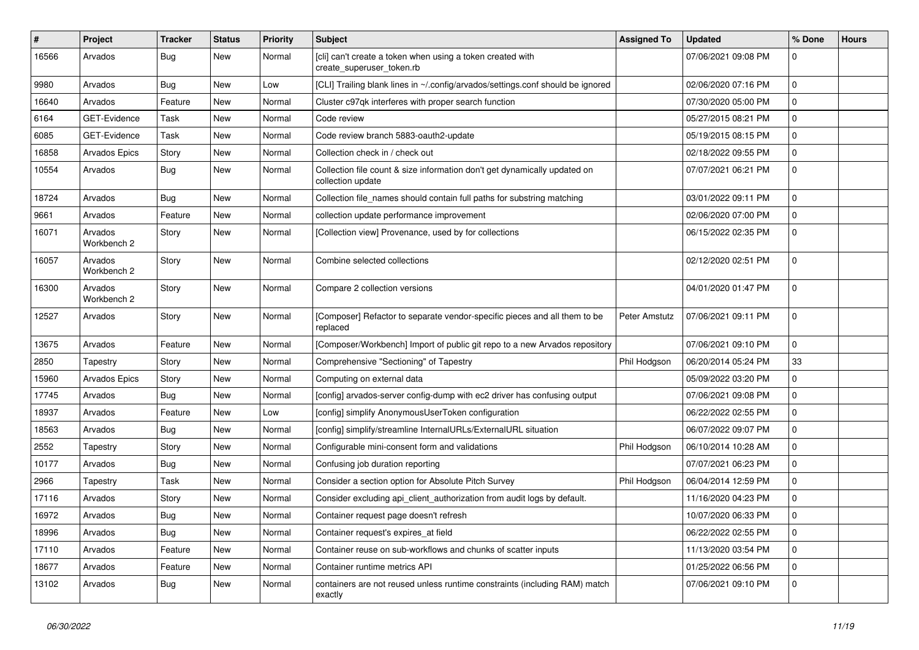| # | Project | Tracker | Status | Priority | Subject | Assigned To | Updated | % Done | Hours |
|---|---|---|---|---|---|---|---|---|---|
| 16566 | Arvados | Bug | New | Normal | [cli] can't create a token when using a token created with create_superuser_token.rb | | 07/06/2021 09:08 PM | 0 | |
| 9980 | Arvados | Bug | New | Low | [CLI] Trailing blank lines in ~/.config/arvados/settings.conf should be ignored | | 02/06/2020 07:16 PM | 0 | |
| 16640 | Arvados | Feature | New | Normal | Cluster c97qk interferes with proper search function | | 07/30/2020 05:00 PM | 0 | |
| 6164 | GET-Evidence | Task | New | Normal | Code review | | 05/27/2015 08:21 PM | 0 | |
| 6085 | GET-Evidence | Task | New | Normal | Code review branch 5883-oauth2-update | | 05/19/2015 08:15 PM | 0 | |
| 16858 | Arvados Epics | Story | New | Normal | Collection check in / check out | | 02/18/2022 09:55 PM | 0 | |
| 10554 | Arvados | Bug | New | Normal | Collection file count & size information don't get dynamically updated on collection update | | 07/07/2021 06:21 PM | 0 | |
| 18724 | Arvados | Bug | New | Normal | Collection file_names should contain full paths for substring matching | | 03/01/2022 09:11 PM | 0 | |
| 9661 | Arvados | Feature | New | Normal | collection update performance improvement | | 02/06/2020 07:00 PM | 0 | |
| 16071 | Arvados Workbench 2 | Story | New | Normal | [Collection view] Provenance, used by for collections | | 06/15/2022 02:35 PM | 0 | |
| 16057 | Arvados Workbench 2 | Story | New | Normal | Combine selected collections | | 02/12/2020 02:51 PM | 0 | |
| 16300 | Arvados Workbench 2 | Story | New | Normal | Compare 2 collection versions | | 04/01/2020 01:47 PM | 0 | |
| 12527 | Arvados | Story | New | Normal | [Composer] Refactor to separate vendor-specific pieces and all them to be replaced | Peter Amstutz | 07/06/2021 09:11 PM | 0 | |
| 13675 | Arvados | Feature | New | Normal | [Composer/Workbench] Import of public git repo to a new Arvados repository | | 07/06/2021 09:10 PM | 0 | |
| 2850 | Tapestry | Story | New | Normal | Comprehensive "Sectioning" of Tapestry | Phil Hodgson | 06/20/2014 05:24 PM | 33 | |
| 15960 | Arvados Epics | Story | New | Normal | Computing on external data | | 05/09/2022 03:20 PM | 0 | |
| 17745 | Arvados | Bug | New | Normal | [config] arvados-server config-dump with ec2 driver has confusing output | | 07/06/2021 09:08 PM | 0 | |
| 18937 | Arvados | Feature | New | Low | [config] simplify AnonymousUserToken configuration | | 06/22/2022 02:55 PM | 0 | |
| 18563 | Arvados | Bug | New | Normal | [config] simplify/streamline InternalURLs/ExternalURL situation | | 06/07/2022 09:07 PM | 0 | |
| 2552 | Tapestry | Story | New | Normal | Configurable mini-consent form and validations | Phil Hodgson | 06/10/2014 10:28 AM | 0 | |
| 10177 | Arvados | Bug | New | Normal | Confusing job duration reporting | | 07/07/2021 06:23 PM | 0 | |
| 2966 | Tapestry | Task | New | Normal | Consider a section option for Absolute Pitch Survey | Phil Hodgson | 06/04/2014 12:59 PM | 0 | |
| 17116 | Arvados | Story | New | Normal | Consider excluding api_client_authorization from audit logs by default. | | 11/16/2020 04:23 PM | 0 | |
| 16972 | Arvados | Bug | New | Normal | Container request page doesn't refresh | | 10/07/2020 06:33 PM | 0 | |
| 18996 | Arvados | Bug | New | Normal | Container request's expires_at field | | 06/22/2022 02:55 PM | 0 | |
| 17110 | Arvados | Feature | New | Normal | Container reuse on sub-workflows and chunks of scatter inputs | | 11/13/2020 03:54 PM | 0 | |
| 18677 | Arvados | Feature | New | Normal | Container runtime metrics API | | 01/25/2022 06:56 PM | 0 | |
| 13102 | Arvados | Bug | New | Normal | containers are not reused unless runtime constraints (including RAM) match exactly | | 07/06/2021 09:10 PM | 0 | |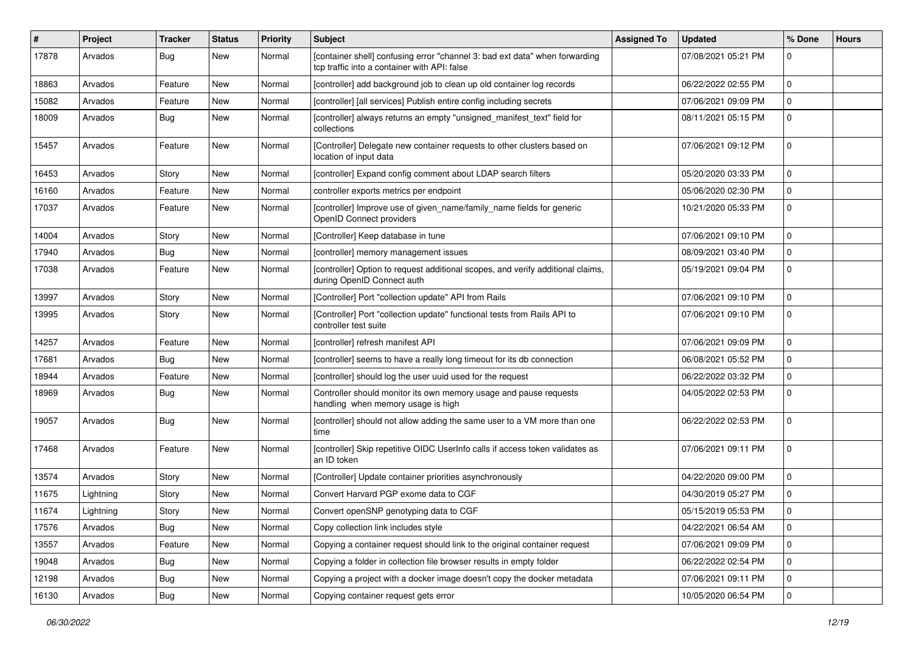| # | Project | Tracker | Status | Priority | Subject | Assigned To | Updated | % Done | Hours |
|---|---|---|---|---|---|---|---|---|---|
| 17878 | Arvados | Bug | New | Normal | [container shell] confusing error "channel 3: bad ext data" when forwarding tcp traffic into a container with API: false | | 07/08/2021 05:21 PM | 0 | |
| 18863 | Arvados | Feature | New | Normal | [controller] add background job to clean up old container log records | | 06/22/2022 02:55 PM | 0 | |
| 15082 | Arvados | Feature | New | Normal | [controller] [all services] Publish entire config including secrets | | 07/06/2021 09:09 PM | 0 | |
| 18009 | Arvados | Bug | New | Normal | [controller] always returns an empty "unsigned_manifest_text" field for collections | | 08/11/2021 05:15 PM | 0 | |
| 15457 | Arvados | Feature | New | Normal | [Controller] Delegate new container requests to other clusters based on location of input data | | 07/06/2021 09:12 PM | 0 | |
| 16453 | Arvados | Story | New | Normal | [controller] Expand config comment about LDAP search filters | | 05/20/2020 03:33 PM | 0 | |
| 16160 | Arvados | Feature | New | Normal | controller exports metrics per endpoint | | 05/06/2020 02:30 PM | 0 | |
| 17037 | Arvados | Feature | New | Normal | [controller] Improve use of given_name/family_name fields for generic OpenID Connect providers | | 10/21/2020 05:33 PM | 0 | |
| 14004 | Arvados | Story | New | Normal | [Controller] Keep database in tune | | 07/06/2021 09:10 PM | 0 | |
| 17940 | Arvados | Bug | New | Normal | [controller] memory management issues | | 08/09/2021 03:40 PM | 0 | |
| 17038 | Arvados | Feature | New | Normal | [controller] Option to request additional scopes, and verify additional claims, during OpenID Connect auth | | 05/19/2021 09:04 PM | 0 | |
| 13997 | Arvados | Story | New | Normal | [Controller] Port "collection update" API from Rails | | 07/06/2021 09:10 PM | 0 | |
| 13995 | Arvados | Story | New | Normal | [Controller] Port "collection update" functional tests from Rails API to controller test suite | | 07/06/2021 09:10 PM | 0 | |
| 14257 | Arvados | Feature | New | Normal | [controller] refresh manifest API | | 07/06/2021 09:09 PM | 0 | |
| 17681 | Arvados | Bug | New | Normal | [controller] seems to have a really long timeout for its db connection | | 06/08/2021 05:52 PM | 0 | |
| 18944 | Arvados | Feature | New | Normal | [controller] should log the user uuid used for the request | | 06/22/2022 03:32 PM | 0 | |
| 18969 | Arvados | Bug | New | Normal | Controller should monitor its own memory usage and pause requests handling when memory usage is high | | 04/05/2022 02:53 PM | 0 | |
| 19057 | Arvados | Bug | New | Normal | [controller] should not allow adding the same user to a VM more than one time | | 06/22/2022 02:53 PM | 0 | |
| 17468 | Arvados | Feature | New | Normal | [controller] Skip repetitive OIDC UserInfo calls if access token validates as an ID token | | 07/06/2021 09:11 PM | 0 | |
| 13574 | Arvados | Story | New | Normal | [Controller] Update container priorities asynchronously | | 04/22/2020 09:00 PM | 0 | |
| 11675 | Lightning | Story | New | Normal | Convert Harvard PGP exome data to CGF | | 04/30/2019 05:27 PM | 0 | |
| 11674 | Lightning | Story | New | Normal | Convert openSNP genotyping data to CGF | | 05/15/2019 05:53 PM | 0 | |
| 17576 | Arvados | Bug | New | Normal | Copy collection link includes style | | 04/22/2021 06:54 AM | 0 | |
| 13557 | Arvados | Feature | New | Normal | Copying a container request should link to the original container request | | 07/06/2021 09:09 PM | 0 | |
| 19048 | Arvados | Bug | New | Normal | Copying a folder in collection file browser results in empty folder | | 06/22/2022 02:54 PM | 0 | |
| 12198 | Arvados | Bug | New | Normal | Copying a project with a docker image doesn't copy the docker metadata | | 07/06/2021 09:11 PM | 0 | |
| 16130 | Arvados | Bug | New | Normal | Copying container request gets error | | 10/05/2020 06:54 PM | 0 | |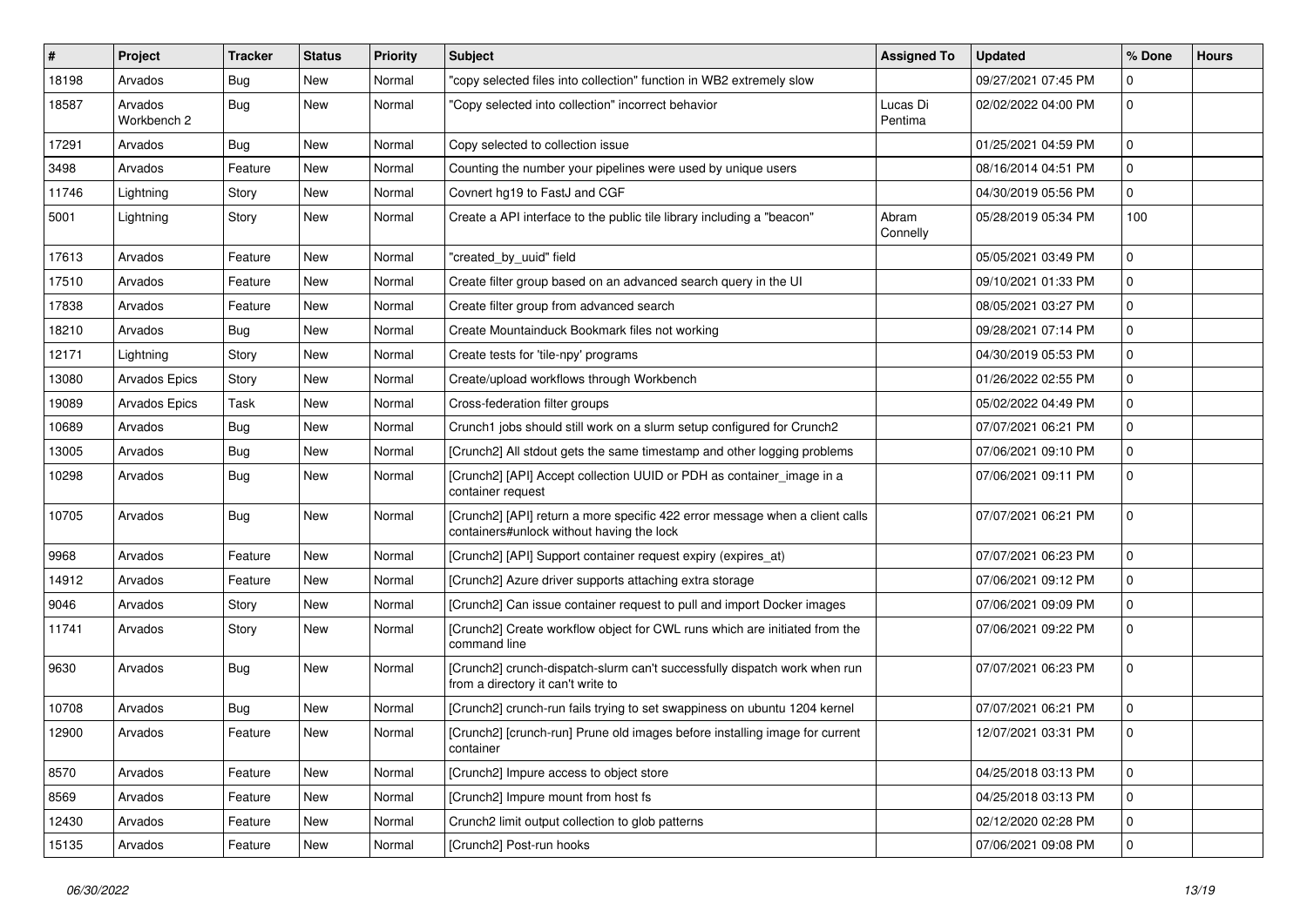| # | Project | Tracker | Status | Priority | Subject | Assigned To | Updated | % Done | Hours |
|---|---|---|---|---|---|---|---|---|---|
| 18198 | Arvados | Bug | New | Normal | "copy selected files into collection" function in WB2 extremely slow | | 09/27/2021 07:45 PM | 0 | |
| 18587 | Arvados Workbench 2 | Bug | New | Normal | "Copy selected into collection" incorrect behavior | Lucas Di Pentima | 02/02/2022 04:00 PM | 0 | |
| 17291 | Arvados | Bug | New | Normal | Copy selected to collection issue | | 01/25/2021 04:59 PM | 0 | |
| 3498 | Arvados | Feature | New | Normal | Counting the number your pipelines were used by unique users | | 08/16/2014 04:51 PM | 0 | |
| 11746 | Lightning | Story | New | Normal | Covnert hg19 to FastJ and CGF | | 04/30/2019 05:56 PM | 0 | |
| 5001 | Lightning | Story | New | Normal | Create a API interface to the public tile library including a "beacon" | Abram Connelly | 05/28/2019 05:34 PM | 100 | |
| 17613 | Arvados | Feature | New | Normal | "created_by_uuid" field | | 05/05/2021 03:49 PM | 0 | |
| 17510 | Arvados | Feature | New | Normal | Create filter group based on an advanced search query in the UI | | 09/10/2021 01:33 PM | 0 | |
| 17838 | Arvados | Feature | New | Normal | Create filter group from advanced search | | 08/05/2021 03:27 PM | 0 | |
| 18210 | Arvados | Bug | New | Normal | Create Mountainduck Bookmark files not working | | 09/28/2021 07:14 PM | 0 | |
| 12171 | Lightning | Story | New | Normal | Create tests for 'tile-npy' programs | | 04/30/2019 05:53 PM | 0 | |
| 13080 | Arvados Epics | Story | New | Normal | Create/upload workflows through Workbench | | 01/26/2022 02:55 PM | 0 | |
| 19089 | Arvados Epics | Task | New | Normal | Cross-federation filter groups | | 05/02/2022 04:49 PM | 0 | |
| 10689 | Arvados | Bug | New | Normal | Crunch1 jobs should still work on a slurm setup configured for Crunch2 | | 07/07/2021 06:21 PM | 0 | |
| 13005 | Arvados | Bug | New | Normal | [Crunch2] All stdout gets the same timestamp and other logging problems | | 07/06/2021 09:10 PM | 0 | |
| 10298 | Arvados | Bug | New | Normal | [Crunch2] [API] Accept collection UUID or PDH as container_image in a container request | | 07/06/2021 09:11 PM | 0 | |
| 10705 | Arvados | Bug | New | Normal | [Crunch2] [API] return a more specific 422 error message when a client calls containers#unlock without having the lock | | 07/07/2021 06:21 PM | 0 | |
| 9968 | Arvados | Feature | New | Normal | [Crunch2] [API] Support container request expiry (expires_at) | | 07/07/2021 06:23 PM | 0 | |
| 14912 | Arvados | Feature | New | Normal | [Crunch2] Azure driver supports attaching extra storage | | 07/06/2021 09:12 PM | 0 | |
| 9046 | Arvados | Story | New | Normal | [Crunch2] Can issue container request to pull and import Docker images | | 07/06/2021 09:09 PM | 0 | |
| 11741 | Arvados | Story | New | Normal | [Crunch2] Create workflow object for CWL runs which are initiated from the command line | | 07/06/2021 09:22 PM | 0 | |
| 9630 | Arvados | Bug | New | Normal | [Crunch2] crunch-dispatch-slurm can't successfully dispatch work when run from a directory it can't write to | | 07/07/2021 06:23 PM | 0 | |
| 10708 | Arvados | Bug | New | Normal | [Crunch2] crunch-run fails trying to set swappiness on ubuntu 1204 kernel | | 07/07/2021 06:21 PM | 0 | |
| 12900 | Arvados | Feature | New | Normal | [Crunch2] [crunch-run] Prune old images before installing image for current container | | 12/07/2021 03:31 PM | 0 | |
| 8570 | Arvados | Feature | New | Normal | [Crunch2] Impure access to object store | | 04/25/2018 03:13 PM | 0 | |
| 8569 | Arvados | Feature | New | Normal | [Crunch2] Impure mount from host fs | | 04/25/2018 03:13 PM | 0 | |
| 12430 | Arvados | Feature | New | Normal | Crunch2 limit output collection to glob patterns | | 02/12/2020 02:28 PM | 0 | |
| 15135 | Arvados | Feature | New | Normal | [Crunch2] Post-run hooks | | 07/06/2021 09:08 PM | 0 | |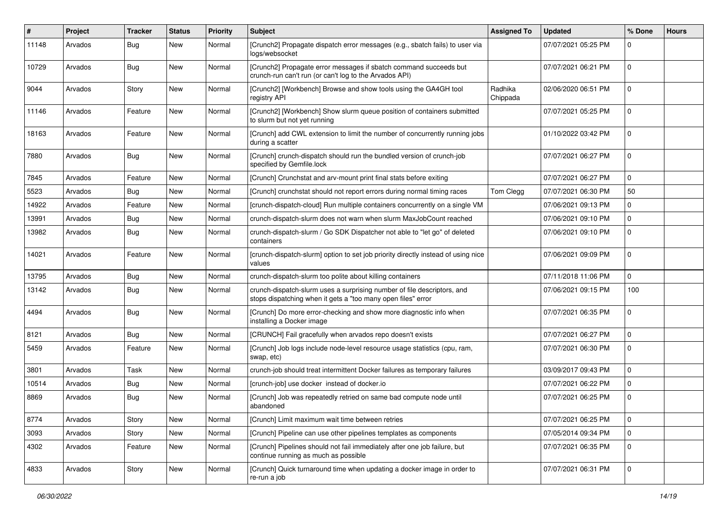| # | Project | Tracker | Status | Priority | Subject | Assigned To | Updated | % Done | Hours |
|---|---|---|---|---|---|---|---|---|---|
| 11148 | Arvados | Bug | New | Normal | [Crunch2] Propagate dispatch error messages (e.g., sbatch fails) to user via logs/websocket | | 07/07/2021 05:25 PM | 0 | |
| 10729 | Arvados | Bug | New | Normal | [Crunch2] Propagate error messages if sbatch command succeeds but crunch-run can't run (or can't log to the Arvados API) | | 07/07/2021 06:21 PM | 0 | |
| 9044 | Arvados | Story | New | Normal | [Crunch2] [Workbench] Browse and show tools using the GA4GH tool registry API | Radhika Chippada | 02/06/2020 06:51 PM | 0 | |
| 11146 | Arvados | Feature | New | Normal | [Crunch2] [Workbench] Show slurm queue position of containers submitted to slurm but not yet running | | 07/07/2021 05:25 PM | 0 | |
| 18163 | Arvados | Feature | New | Normal | [Crunch] add CWL extension to limit the number of concurrently running jobs during a scatter | | 01/10/2022 03:42 PM | 0 | |
| 7880 | Arvados | Bug | New | Normal | [Crunch] crunch-dispatch should run the bundled version of crunch-job specified by Gemfile.lock | | 07/07/2021 06:27 PM | 0 | |
| 7845 | Arvados | Feature | New | Normal | [Crunch] Crunchstat and arv-mount print final stats before exiting | | 07/07/2021 06:27 PM | 0 | |
| 5523 | Arvados | Bug | New | Normal | [Crunch] crunchstat should not report errors during normal timing races | Tom Clegg | 07/07/2021 06:30 PM | 50 | |
| 14922 | Arvados | Feature | New | Normal | [crunch-dispatch-cloud] Run multiple containers concurrently on a single VM | | 07/06/2021 09:13 PM | 0 | |
| 13991 | Arvados | Bug | New | Normal | crunch-dispatch-slurm does not warn when slurm MaxJobCount reached | | 07/06/2021 09:10 PM | 0 | |
| 13982 | Arvados | Bug | New | Normal | crunch-dispatch-slurm / Go SDK Dispatcher not able to "let go" of deleted containers | | 07/06/2021 09:10 PM | 0 | |
| 14021 | Arvados | Feature | New | Normal | [crunch-dispatch-slurm] option to set job priority directly instead of using nice values | | 07/06/2021 09:09 PM | 0 | |
| 13795 | Arvados | Bug | New | Normal | crunch-dispatch-slurm too polite about killing containers | | 07/11/2018 11:06 PM | 0 | |
| 13142 | Arvados | Bug | New | Normal | crunch-dispatch-slurm uses a surprising number of file descriptors, and stops dispatching when it gets a "too many open files" error | | 07/06/2021 09:15 PM | 100 | |
| 4494 | Arvados | Bug | New | Normal | [Crunch] Do more error-checking and show more diagnostic info when installing a Docker image | | 07/07/2021 06:35 PM | 0 | |
| 8121 | Arvados | Bug | New | Normal | [CRUNCH] Fail gracefully when arvados repo doesn't exists | | 07/07/2021 06:27 PM | 0 | |
| 5459 | Arvados | Feature | New | Normal | [Crunch] Job logs include node-level resource usage statistics (cpu, ram, swap, etc) | | 07/07/2021 06:30 PM | 0 | |
| 3801 | Arvados | Task | New | Normal | crunch-job should treat intermittent Docker failures as temporary failures | | 03/09/2017 09:43 PM | 0 | |
| 10514 | Arvados | Bug | New | Normal | [crunch-job] use docker instead of docker.io | | 07/07/2021 06:22 PM | 0 | |
| 8869 | Arvados | Bug | New | Normal | [Crunch] Job was repeatedly retried on same bad compute node until abandoned | | 07/07/2021 06:25 PM | 0 | |
| 8774 | Arvados | Story | New | Normal | [Crunch] Limit maximum wait time between retries | | 07/07/2021 06:25 PM | 0 | |
| 3093 | Arvados | Story | New | Normal | [Crunch] Pipeline can use other pipelines templates as components | | 07/05/2014 09:34 PM | 0 | |
| 4302 | Arvados | Feature | New | Normal | [Crunch] Pipelines should not fail immediately after one job failure, but continue running as much as possible | | 07/07/2021 06:35 PM | 0 | |
| 4833 | Arvados | Story | New | Normal | [Crunch] Quick turnaround time when updating a docker image in order to re-run a job | | 07/07/2021 06:31 PM | 0 | |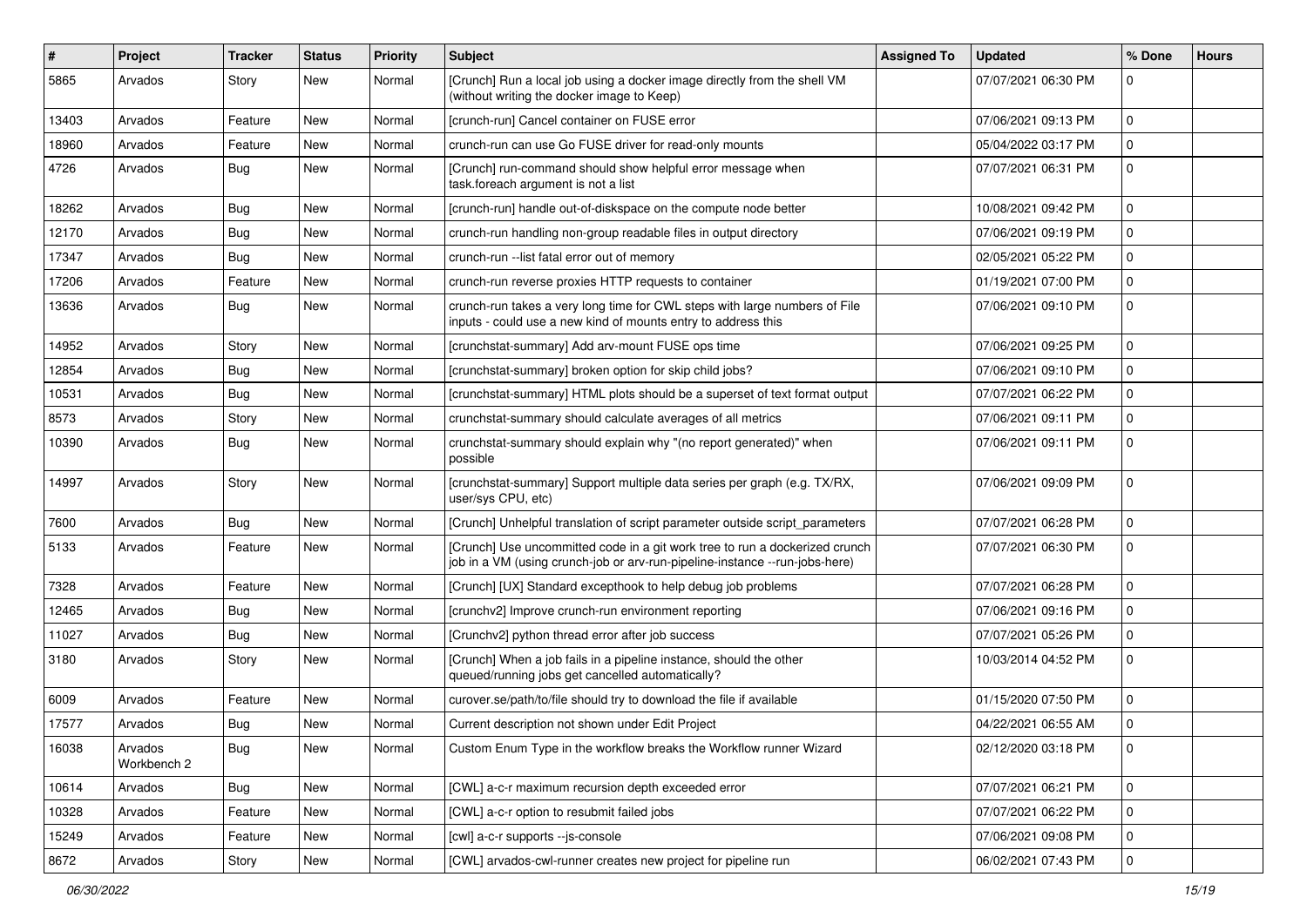| # | Project | Tracker | Status | Priority | Subject | Assigned To | Updated | % Done | Hours |
|---|---|---|---|---|---|---|---|---|---|
| 5865 | Arvados | Story | New | Normal | [Crunch] Run a local job using a docker image directly from the shell VM (without writing the docker image to Keep) | | 07/07/2021 06:30 PM | 0 | |
| 13403 | Arvados | Feature | New | Normal | [crunch-run] Cancel container on FUSE error | | 07/06/2021 09:13 PM | 0 | |
| 18960 | Arvados | Feature | New | Normal | crunch-run can use Go FUSE driver for read-only mounts | | 05/04/2022 03:17 PM | 0 | |
| 4726 | Arvados | Bug | New | Normal | [Crunch] run-command should show helpful error message when task.foreach argument is not a list | | 07/07/2021 06:31 PM | 0 | |
| 18262 | Arvados | Bug | New | Normal | [crunch-run] handle out-of-diskspace on the compute node better | | 10/08/2021 09:42 PM | 0 | |
| 12170 | Arvados | Bug | New | Normal | crunch-run handling non-group readable files in output directory | | 07/06/2021 09:19 PM | 0 | |
| 17347 | Arvados | Bug | New | Normal | crunch-run --list fatal error out of memory | | 02/05/2021 05:22 PM | 0 | |
| 17206 | Arvados | Feature | New | Normal | crunch-run reverse proxies HTTP requests to container | | 01/19/2021 07:00 PM | 0 | |
| 13636 | Arvados | Bug | New | Normal | crunch-run takes a very long time for CWL steps with large numbers of File inputs - could use a new kind of mounts entry to address this | | 07/06/2021 09:10 PM | 0 | |
| 14952 | Arvados | Story | New | Normal | [crunchstat-summary] Add arv-mount FUSE ops time | | 07/06/2021 09:25 PM | 0 | |
| 12854 | Arvados | Bug | New | Normal | [crunchstat-summary] broken option for skip child jobs? | | 07/06/2021 09:10 PM | 0 | |
| 10531 | Arvados | Bug | New | Normal | [crunchstat-summary] HTML plots should be a superset of text format output | | 07/07/2021 06:22 PM | 0 | |
| 8573 | Arvados | Story | New | Normal | crunchstat-summary should calculate averages of all metrics | | 07/06/2021 09:11 PM | 0 | |
| 10390 | Arvados | Bug | New | Normal | crunchstat-summary should explain why "(no report generated)" when possible | | 07/06/2021 09:11 PM | 0 | |
| 14997 | Arvados | Story | New | Normal | [crunchstat-summary] Support multiple data series per graph (e.g. TX/RX, user/sys CPU, etc) | | 07/06/2021 09:09 PM | 0 | |
| 7600 | Arvados | Bug | New | Normal | [Crunch] Unhelpful translation of script parameter outside script_parameters | | 07/07/2021 06:28 PM | 0 | |
| 5133 | Arvados | Feature | New | Normal | [Crunch] Use uncommitted code in a git work tree to run a dockerized crunch job in a VM (using crunch-job or arv-run-pipeline-instance --run-jobs-here) | | 07/07/2021 06:30 PM | 0 | |
| 7328 | Arvados | Feature | New | Normal | [Crunch] [UX] Standard excepthook to help debug job problems | | 07/07/2021 06:28 PM | 0 | |
| 12465 | Arvados | Bug | New | Normal | [crunchv2] Improve crunch-run environment reporting | | 07/06/2021 09:16 PM | 0 | |
| 11027 | Arvados | Bug | New | Normal | [Crunchv2] python thread error after job success | | 07/07/2021 05:26 PM | 0 | |
| 3180 | Arvados | Story | New | Normal | [Crunch] When a job fails in a pipeline instance, should the other queued/running jobs get cancelled automatically? | | 10/03/2014 04:52 PM | 0 | |
| 6009 | Arvados | Feature | New | Normal | curover.se/path/to/file should try to download the file if available | | 01/15/2020 07:50 PM | 0 | |
| 17577 | Arvados | Bug | New | Normal | Current description not shown under Edit Project | | 04/22/2021 06:55 AM | 0 | |
| 16038 | Arvados Workbench 2 | Bug | New | Normal | Custom Enum Type in the workflow breaks the Workflow runner Wizard | | 02/12/2020 03:18 PM | 0 | |
| 10614 | Arvados | Bug | New | Normal | [CWL] a-c-r maximum recursion depth exceeded error | | 07/07/2021 06:21 PM | 0 | |
| 10328 | Arvados | Feature | New | Normal | [CWL] a-c-r option to resubmit failed jobs | | 07/07/2021 06:22 PM | 0 | |
| 15249 | Arvados | Feature | New | Normal | [cwl] a-c-r supports --js-console | | 07/06/2021 09:08 PM | 0 | |
| 8672 | Arvados | Story | New | Normal | [CWL] arvados-cwl-runner creates new project for pipeline run | | 06/02/2021 07:43 PM | 0 | |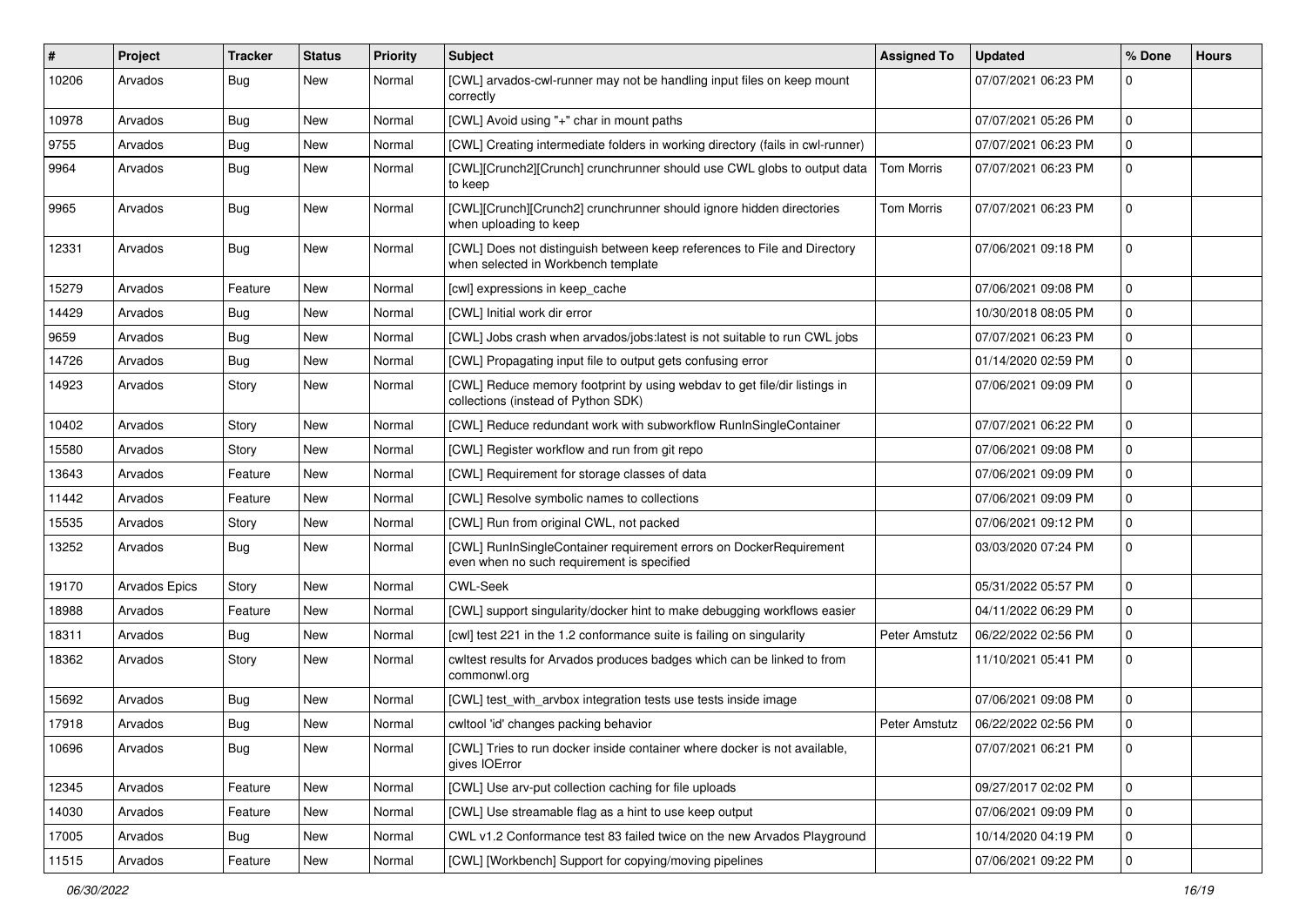| # | Project | Tracker | Status | Priority | Subject | Assigned To | Updated | % Done | Hours |
|---|---|---|---|---|---|---|---|---|---|
| 10206 | Arvados | Bug | New | Normal | [CWL] arvados-cwl-runner may not be handling input files on keep mount correctly | | 07/07/2021 06:23 PM | 0 | |
| 10978 | Arvados | Bug | New | Normal | [CWL] Avoid using "+" char in mount paths | | 07/07/2021 05:26 PM | 0 | |
| 9755 | Arvados | Bug | New | Normal | [CWL] Creating intermediate folders in working directory (fails in cwl-runner) | | 07/07/2021 06:23 PM | 0 | |
| 9964 | Arvados | Bug | New | Normal | [CWL][Crunch2][Crunch] crunchrunner should use CWL globs to output data to keep | Tom Morris | 07/07/2021 06:23 PM | 0 | |
| 9965 | Arvados | Bug | New | Normal | [CWL][Crunch][Crunch2] crunchrunner should ignore hidden directories when uploading to keep | Tom Morris | 07/07/2021 06:23 PM | 0 | |
| 12331 | Arvados | Bug | New | Normal | [CWL] Does not distinguish between keep references to File and Directory when selected in Workbench template | | 07/06/2021 09:18 PM | 0 | |
| 15279 | Arvados | Feature | New | Normal | [cwl] expressions in keep_cache | | 07/06/2021 09:08 PM | 0 | |
| 14429 | Arvados | Bug | New | Normal | [CWL] Initial work dir error | | 10/30/2018 08:05 PM | 0 | |
| 9659 | Arvados | Bug | New | Normal | [CWL] Jobs crash when arvados/jobs:latest is not suitable to run CWL jobs | | 07/07/2021 06:23 PM | 0 | |
| 14726 | Arvados | Bug | New | Normal | [CWL] Propagating input file to output gets confusing error | | 01/14/2020 02:59 PM | 0 | |
| 14923 | Arvados | Story | New | Normal | [CWL] Reduce memory footprint by using webdav to get file/dir listings in collections (instead of Python SDK) | | 07/06/2021 09:09 PM | 0 | |
| 10402 | Arvados | Story | New | Normal | [CWL] Reduce redundant work with subworkflow RunInSingleContainer | | 07/07/2021 06:22 PM | 0 | |
| 15580 | Arvados | Story | New | Normal | [CWL] Register workflow and run from git repo | | 07/06/2021 09:08 PM | 0 | |
| 13643 | Arvados | Feature | New | Normal | [CWL] Requirement for storage classes of data | | 07/06/2021 09:09 PM | 0 | |
| 11442 | Arvados | Feature | New | Normal | [CWL] Resolve symbolic names to collections | | 07/06/2021 09:09 PM | 0 | |
| 15535 | Arvados | Story | New | Normal | [CWL] Run from original CWL, not packed | | 07/06/2021 09:12 PM | 0 | |
| 13252 | Arvados | Bug | New | Normal | [CWL] RunInSingleContainer requirement errors on DockerRequirement even when no such requirement is specified | | 03/03/2020 07:24 PM | 0 | |
| 19170 | Arvados Epics | Story | New | Normal | CWL-Seek | | 05/31/2022 05:57 PM | 0 | |
| 18988 | Arvados | Feature | New | Normal | [CWL] support singularity/docker hint to make debugging workflows easier | | 04/11/2022 06:29 PM | 0 | |
| 18311 | Arvados | Bug | New | Normal | [cwl] test 221 in the 1.2 conformance suite is failing on singularity | Peter Amstutz | 06/22/2022 02:56 PM | 0 | |
| 18362 | Arvados | Story | New | Normal | cwltest results for Arvados produces badges which can be linked to from commonwl.org | | 11/10/2021 05:41 PM | 0 | |
| 15692 | Arvados | Bug | New | Normal | [CWL] test_with_arvbox integration tests use tests inside image | | 07/06/2021 09:08 PM | 0 | |
| 17918 | Arvados | Bug | New | Normal | cwltool 'id' changes packing behavior | Peter Amstutz | 06/22/2022 02:56 PM | 0 | |
| 10696 | Arvados | Bug | New | Normal | [CWL] Tries to run docker inside container where docker is not available, gives IOError | | 07/07/2021 06:21 PM | 0 | |
| 12345 | Arvados | Feature | New | Normal | [CWL] Use arv-put collection caching for file uploads | | 09/27/2017 02:02 PM | 0 | |
| 14030 | Arvados | Feature | New | Normal | [CWL] Use streamable flag as a hint to use keep output | | 07/06/2021 09:09 PM | 0 | |
| 17005 | Arvados | Bug | New | Normal | CWL v1.2 Conformance test 83 failed twice on the new Arvados Playground | | 10/14/2020 04:19 PM | 0 | |
| 11515 | Arvados | Feature | New | Normal | [CWL] [Workbench] Support for copying/moving pipelines | | 07/06/2021 09:22 PM | 0 | |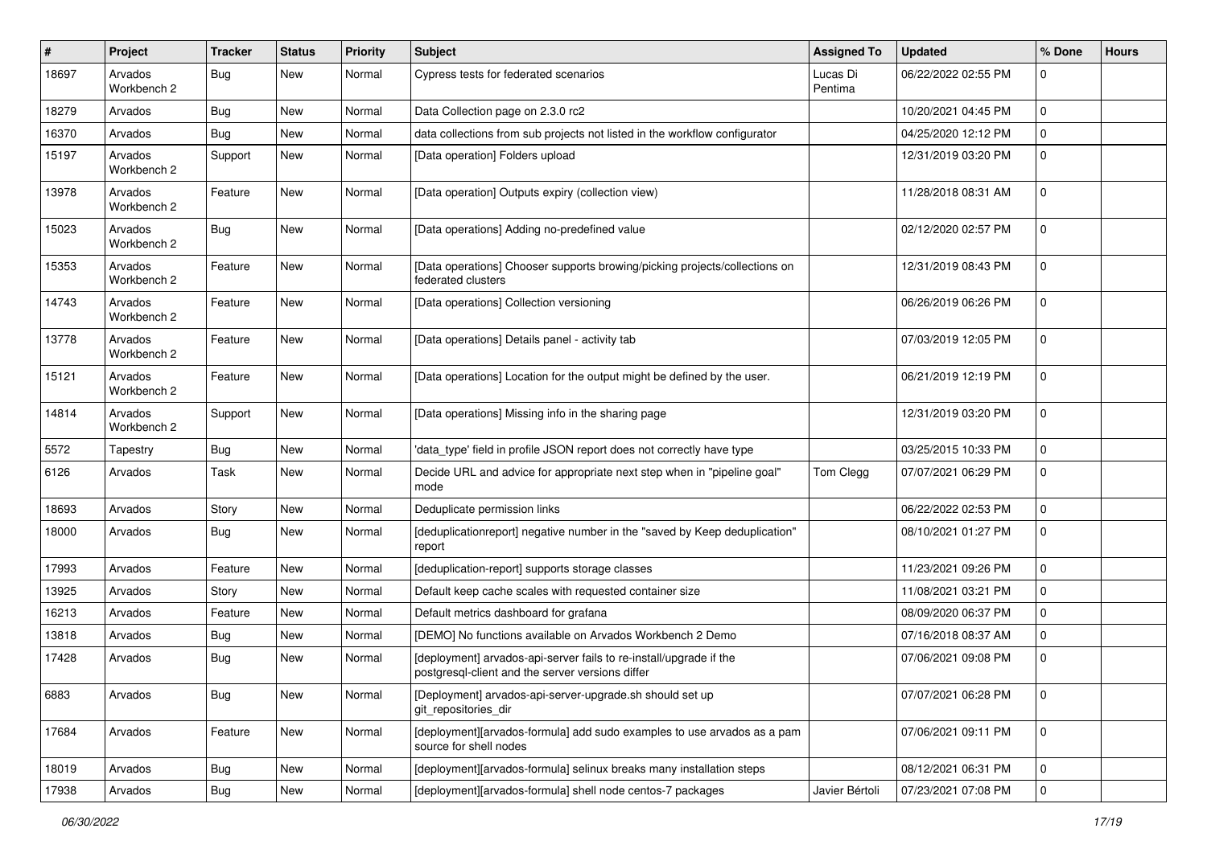| # | Project | Tracker | Status | Priority | Subject | Assigned To | Updated | % Done | Hours |
|---|---|---|---|---|---|---|---|---|---|
| 18697 | Arvados Workbench 2 | Bug | New | Normal | Cypress tests for federated scenarios | Lucas Di Pentima | 06/22/2022 02:55 PM | 0 | |
| 18279 | Arvados | Bug | New | Normal | Data Collection page on 2.3.0 rc2 | | 10/20/2021 04:45 PM | 0 | |
| 16370 | Arvados | Bug | New | Normal | data collections from sub projects not listed in the workflow configurator | | 04/25/2020 12:12 PM | 0 | |
| 15197 | Arvados Workbench 2 | Support | New | Normal | [Data operation] Folders upload | | 12/31/2019 03:20 PM | 0 | |
| 13978 | Arvados Workbench 2 | Feature | New | Normal | [Data operation] Outputs expiry (collection view) | | 11/28/2018 08:31 AM | 0 | |
| 15023 | Arvados Workbench 2 | Bug | New | Normal | [Data operations] Adding no-predefined value | | 02/12/2020 02:57 PM | 0 | |
| 15353 | Arvados Workbench 2 | Feature | New | Normal | [Data operations] Chooser supports browing/picking projects/collections on federated clusters | | 12/31/2019 08:43 PM | 0 | |
| 14743 | Arvados Workbench 2 | Feature | New | Normal | [Data operations] Collection versioning | | 06/26/2019 06:26 PM | 0 | |
| 13778 | Arvados Workbench 2 | Feature | New | Normal | [Data operations] Details panel - activity tab | | 07/03/2019 12:05 PM | 0 | |
| 15121 | Arvados Workbench 2 | Feature | New | Normal | [Data operations] Location for the output might be defined by the user. | | 06/21/2019 12:19 PM | 0 | |
| 14814 | Arvados Workbench 2 | Support | New | Normal | [Data operations] Missing info in the sharing page | | 12/31/2019 03:20 PM | 0 | |
| 5572 | Tapestry | Bug | New | Normal | 'data_type' field in profile JSON report does not correctly have type | | 03/25/2015 10:33 PM | 0 | |
| 6126 | Arvados | Task | New | Normal | Decide URL and advice for appropriate next step when in "pipeline goal" mode | Tom Clegg | 07/07/2021 06:29 PM | 0 | |
| 18693 | Arvados | Story | New | Normal | Deduplicate permission links | | 06/22/2022 02:53 PM | 0 | |
| 18000 | Arvados | Bug | New | Normal | [deduplicationreport] negative number in the "saved by Keep deduplication" report | | 08/10/2021 01:27 PM | 0 | |
| 17993 | Arvados | Feature | New | Normal | [deduplication-report] supports storage classes | | 11/23/2021 09:26 PM | 0 | |
| 13925 | Arvados | Story | New | Normal | Default keep cache scales with requested container size | | 11/08/2021 03:21 PM | 0 | |
| 16213 | Arvados | Feature | New | Normal | Default metrics dashboard for grafana | | 08/09/2020 06:37 PM | 0 | |
| 13818 | Arvados | Bug | New | Normal | [DEMO] No functions available on Arvados Workbench 2 Demo | | 07/16/2018 08:37 AM | 0 | |
| 17428 | Arvados | Bug | New | Normal | [deployment] arvados-api-server fails to re-install/upgrade if the postgresql-client and the server versions differ | | 07/06/2021 09:08 PM | 0 | |
| 6883 | Arvados | Bug | New | Normal | [Deployment] arvados-api-server-upgrade.sh should set up git_repositories_dir | | 07/07/2021 06:28 PM | 0 | |
| 17684 | Arvados | Feature | New | Normal | [deployment][arvados-formula] add sudo examples to use arvados as a pam source for shell nodes | | 07/06/2021 09:11 PM | 0 | |
| 18019 | Arvados | Bug | New | Normal | [deployment][arvados-formula] selinux breaks many installation steps | | 08/12/2021 06:31 PM | 0 | |
| 17938 | Arvados | Bug | New | Normal | [deployment][arvados-formula] shell node centos-7 packages | Javier Bértoli | 07/23/2021 07:08 PM | 0 | |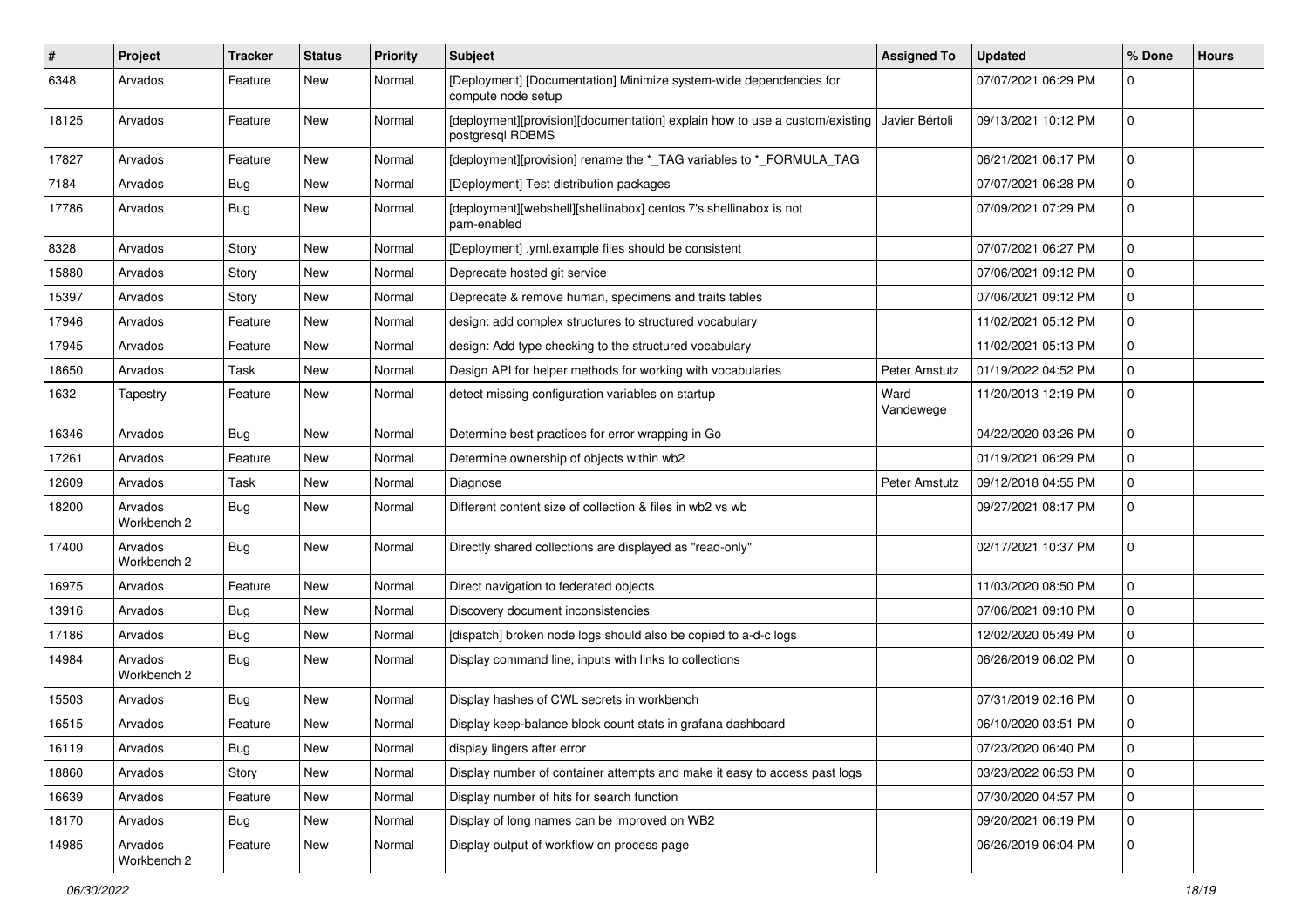| # | Project | Tracker | Status | Priority | Subject | Assigned To | Updated | % Done | Hours |
|---|---|---|---|---|---|---|---|---|---|
| 6348 | Arvados | Feature | New | Normal | [Deployment] [Documentation] Minimize system-wide dependencies for compute node setup | | 07/07/2021 06:29 PM | 0 | |
| 18125 | Arvados | Feature | New | Normal | [deployment][provision][documentation] explain how to use a custom/existing postgresql RDBMS | Javier Bértoli | 09/13/2021 10:12 PM | 0 | |
| 17827 | Arvados | Feature | New | Normal | [deployment][provision] rename the *_TAG variables to *_FORMULA_TAG | | 06/21/2021 06:17 PM | 0 | |
| 7184 | Arvados | Bug | New | Normal | [Deployment] Test distribution packages | | 07/07/2021 06:28 PM | 0 | |
| 17786 | Arvados | Bug | New | Normal | [deployment][webshell][shellinabox] centos 7's shellinabox is not pam-enabled | | 07/09/2021 07:29 PM | 0 | |
| 8328 | Arvados | Story | New | Normal | [Deployment] .yml.example files should be consistent | | 07/07/2021 06:27 PM | 0 | |
| 15880 | Arvados | Story | New | Normal | Deprecate hosted git service | | 07/06/2021 09:12 PM | 0 | |
| 15397 | Arvados | Story | New | Normal | Deprecate & remove human, specimens and traits tables | | 07/06/2021 09:12 PM | 0 | |
| 17946 | Arvados | Feature | New | Normal | design: add complex structures to structured vocabulary | | 11/02/2021 05:12 PM | 0 | |
| 17945 | Arvados | Feature | New | Normal | design: Add type checking to the structured vocabulary | | 11/02/2021 05:13 PM | 0 | |
| 18650 | Arvados | Task | New | Normal | Design API for helper methods for working with vocabularies | Peter Amstutz | 01/19/2022 04:52 PM | 0 | |
| 1632 | Tapestry | Feature | New | Normal | detect missing configuration variables on startup | Ward Vandewege | 11/20/2013 12:19 PM | 0 | |
| 16346 | Arvados | Bug | New | Normal | Determine best practices for error wrapping in Go | | 04/22/2020 03:26 PM | 0 | |
| 17261 | Arvados | Feature | New | Normal | Determine ownership of objects within wb2 | | 01/19/2021 06:29 PM | 0 | |
| 12609 | Arvados | Task | New | Normal | Diagnose | Peter Amstutz | 09/12/2018 04:55 PM | 0 | |
| 18200 | Arvados Workbench 2 | Bug | New | Normal | Different content size of collection & files in wb2 vs wb | | 09/27/2021 08:17 PM | 0 | |
| 17400 | Arvados Workbench 2 | Bug | New | Normal | Directly shared collections are displayed as "read-only" | | 02/17/2021 10:37 PM | 0 | |
| 16975 | Arvados | Feature | New | Normal | Direct navigation to federated objects | | 11/03/2020 08:50 PM | 0 | |
| 13916 | Arvados | Bug | New | Normal | Discovery document inconsistencies | | 07/06/2021 09:10 PM | 0 | |
| 17186 | Arvados | Bug | New | Normal | [dispatch] broken node logs should also be copied to a-d-c logs | | 12/02/2020 05:49 PM | 0 | |
| 14984 | Arvados Workbench 2 | Bug | New | Normal | Display command line, inputs with links to collections | | 06/26/2019 06:02 PM | 0 | |
| 15503 | Arvados | Bug | New | Normal | Display hashes of CWL secrets in workbench | | 07/31/2019 02:16 PM | 0 | |
| 16515 | Arvados | Feature | New | Normal | Display keep-balance block count stats in grafana dashboard | | 06/10/2020 03:51 PM | 0 | |
| 16119 | Arvados | Bug | New | Normal | display lingers after error | | 07/23/2020 06:40 PM | 0 | |
| 18860 | Arvados | Story | New | Normal | Display number of container attempts and make it easy to access past logs | | 03/23/2022 06:53 PM | 0 | |
| 16639 | Arvados | Feature | New | Normal | Display number of hits for search function | | 07/30/2020 04:57 PM | 0 | |
| 18170 | Arvados | Bug | New | Normal | Display of long names can be improved on WB2 | | 09/20/2021 06:19 PM | 0 | |
| 14985 | Arvados Workbench 2 | Feature | New | Normal | Display output of workflow on process page | | 06/26/2019 06:04 PM | 0 | |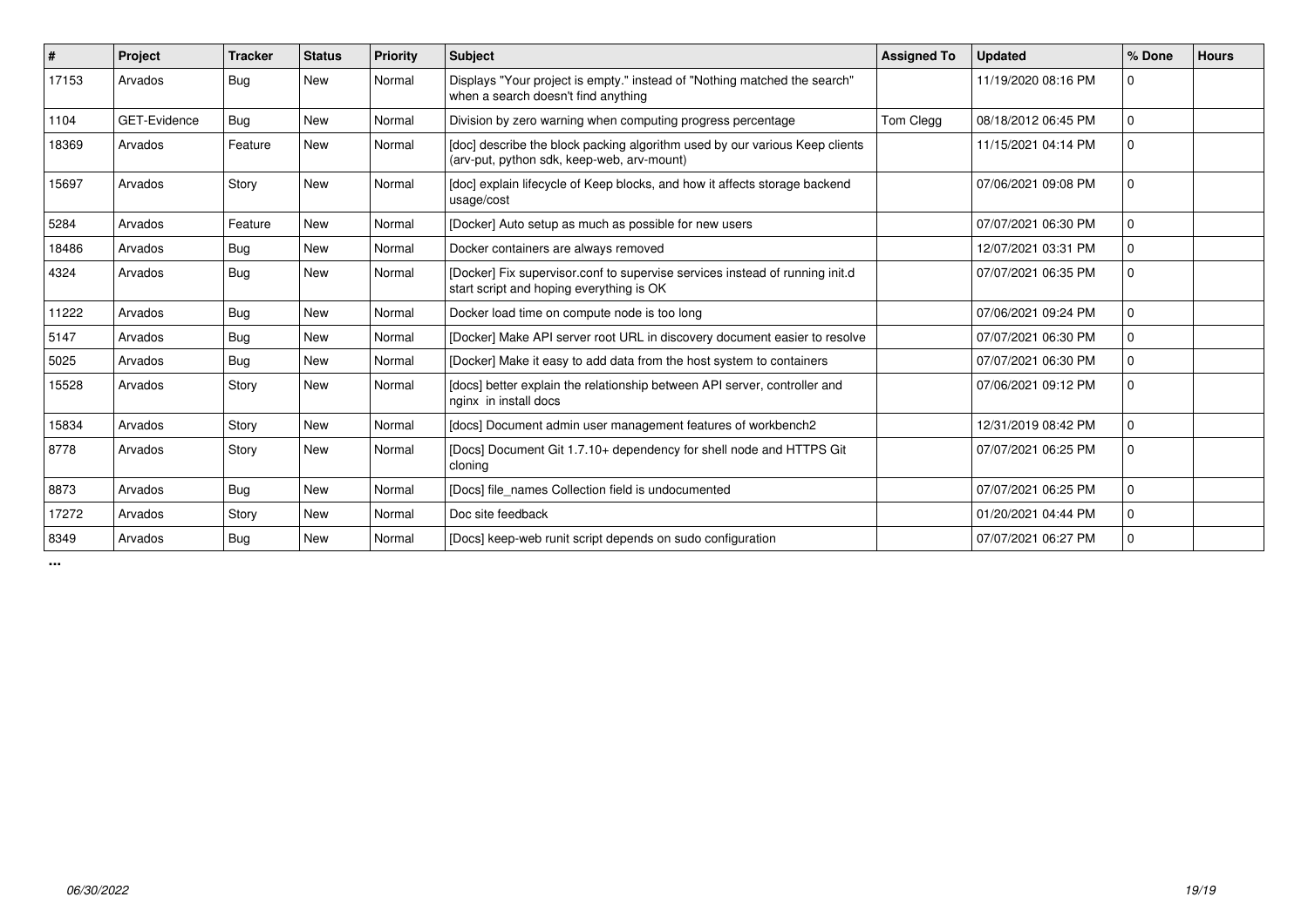| # | Project | Tracker | Status | Priority | Subject | Assigned To | Updated | % Done | Hours |
|---|---|---|---|---|---|---|---|---|---|
| 17153 | Arvados | Bug | New | Normal | Displays "Your project is empty." instead of "Nothing matched the search" when a search doesn't find anything | | 11/19/2020 08:16 PM | 0 | |
| 1104 | GET-Evidence | Bug | New | Normal | Division by zero warning when computing progress percentage | Tom Clegg | 08/18/2012 06:45 PM | 0 | |
| 18369 | Arvados | Feature | New | Normal | [doc] describe the block packing algorithm used by our various Keep clients (arv-put, python sdk, keep-web, arv-mount) | | 11/15/2021 04:14 PM | 0 | |
| 15697 | Arvados | Story | New | Normal | [doc] explain lifecycle of Keep blocks, and how it affects storage backend usage/cost | | 07/06/2021 09:08 PM | 0 | |
| 5284 | Arvados | Feature | New | Normal | [Docker] Auto setup as much as possible for new users | | 07/07/2021 06:30 PM | 0 | |
| 18486 | Arvados | Bug | New | Normal | Docker containers are always removed | | 12/07/2021 03:31 PM | 0 | |
| 4324 | Arvados | Bug | New | Normal | [Docker] Fix supervisor.conf to supervise services instead of running init.d start script and hoping everything is OK | | 07/07/2021 06:35 PM | 0 | |
| 11222 | Arvados | Bug | New | Normal | Docker load time on compute node is too long | | 07/06/2021 09:24 PM | 0 | |
| 5147 | Arvados | Bug | New | Normal | [Docker] Make API server root URL in discovery document easier to resolve | | 07/07/2021 06:30 PM | 0 | |
| 5025 | Arvados | Bug | New | Normal | [Docker] Make it easy to add data from the host system to containers | | 07/07/2021 06:30 PM | 0 | |
| 15528 | Arvados | Story | New | Normal | [docs] better explain the relationship between API server, controller and nginx in install docs | | 07/06/2021 09:12 PM | 0 | |
| 15834 | Arvados | Story | New | Normal | [docs] Document admin user management features of workbench2 | | 12/31/2019 08:42 PM | 0 | |
| 8778 | Arvados | Story | New | Normal | [Docs] Document Git 1.7.10+ dependency for shell node and HTTPS Git cloning | | 07/07/2021 06:25 PM | 0 | |
| 8873 | Arvados | Bug | New | Normal | [Docs] file_names Collection field is undocumented | | 07/07/2021 06:25 PM | 0 | |
| 17272 | Arvados | Story | New | Normal | Doc site feedback | | 01/20/2021 04:44 PM | 0 | |
| 8349 | Arvados | Bug | New | Normal | [Docs] keep-web runit script depends on sudo configuration | | 07/07/2021 06:27 PM | 0 | |

...